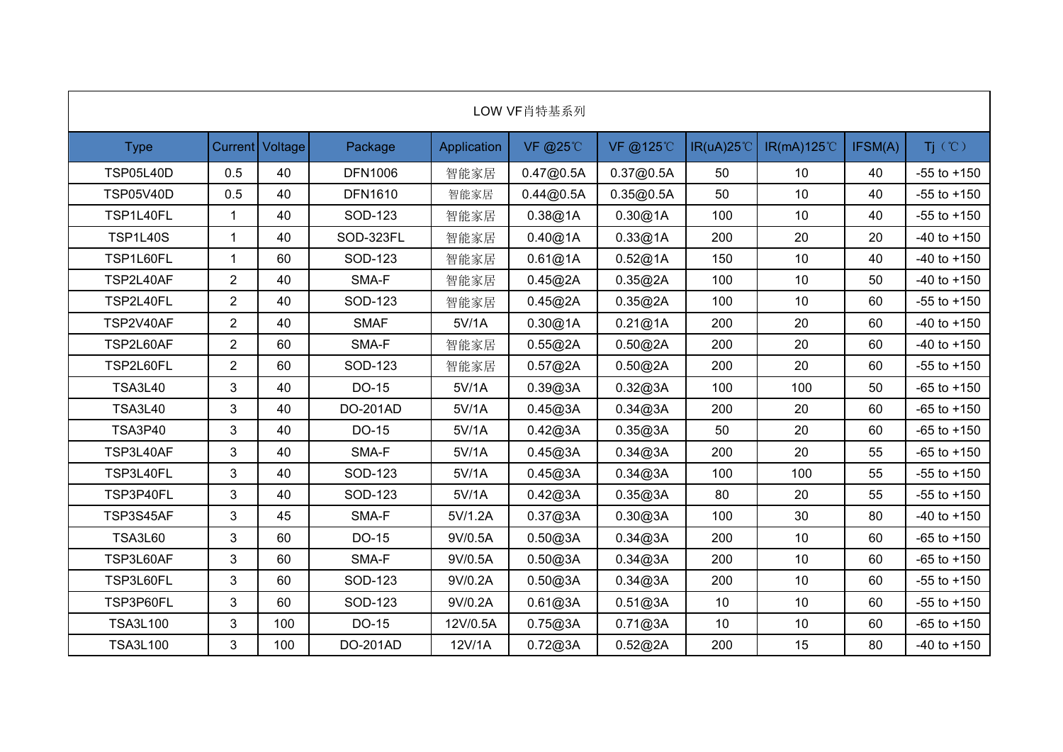| LOW VF肖特基系列 | | | | | | | | | | |
|---|---|---|---|---|---|---|---|---|---|---|
| Type | Current | Voltage | Package | Application | VF @25℃ | VF @125℃ | IR(uA)25℃ | IR(mA)125℃ | IFSM(A) | Tj（℃） |
| TSP05L40D | 0.5 | 40 | DFN1006 | 智能家居 | 0.47@0.5A | 0.37@0.5A | 50 | 10 | 40 | -55 to +150 |
| TSP05V40D | 0.5 | 40 | DFN1610 | 智能家居 | 0.44@0.5A | 0.35@0.5A | 50 | 10 | 40 | -55 to +150 |
| TSP1L40FL | 1 | 40 | SOD-123 | 智能家居 | 0.38@1A | 0.30@1A | 100 | 10 | 40 | -55 to +150 |
| TSP1L40S | 1 | 40 | SOD-323FL | 智能家居 | 0.40@1A | 0.33@1A | 200 | 20 | 20 | -40 to +150 |
| TSP1L60FL | 1 | 60 | SOD-123 | 智能家居 | 0.61@1A | 0.52@1A | 150 | 10 | 40 | -40 to +150 |
| TSP2L40AF | 2 | 40 | SMA-F | 智能家居 | 0.45@2A | 0.35@2A | 100 | 10 | 50 | -40 to +150 |
| TSP2L40FL | 2 | 40 | SOD-123 | 智能家居 | 0.45@2A | 0.35@2A | 100 | 10 | 60 | -55 to +150 |
| TSP2V40AF | 2 | 40 | SMAF | 5V/1A | 0.30@1A | 0.21@1A | 200 | 20 | 60 | -40 to +150 |
| TSP2L60AF | 2 | 60 | SMA-F | 智能家居 | 0.55@2A | 0.50@2A | 200 | 20 | 60 | -40 to +150 |
| TSP2L60FL | 2 | 60 | SOD-123 | 智能家居 | 0.57@2A | 0.50@2A | 200 | 20 | 60 | -55 to +150 |
| TSA3L40 | 3 | 40 | DO-15 | 5V/1A | 0.39@3A | 0.32@3A | 100 | 100 | 50 | -65 to +150 |
| TSA3L40 | 3 | 40 | DO-201AD | 5V/1A | 0.45@3A | 0.34@3A | 200 | 20 | 60 | -65 to +150 |
| TSA3P40 | 3 | 40 | DO-15 | 5V/1A | 0.42@3A | 0.35@3A | 50 | 20 | 60 | -65 to +150 |
| TSP3L40AF | 3 | 40 | SMA-F | 5V/1A | 0.45@3A | 0.34@3A | 200 | 20 | 55 | -65 to +150 |
| TSP3L40FL | 3 | 40 | SOD-123 | 5V/1A | 0.45@3A | 0.34@3A | 100 | 100 | 55 | -55 to +150 |
| TSP3P40FL | 3 | 40 | SOD-123 | 5V/1A | 0.42@3A | 0.35@3A | 80 | 20 | 55 | -55 to +150 |
| TSP3S45AF | 3 | 45 | SMA-F | 5V/1.2A | 0.37@3A | 0.30@3A | 100 | 30 | 80 | -40 to +150 |
| TSA3L60 | 3 | 60 | DO-15 | 9V/0.5A | 0.50@3A | 0.34@3A | 200 | 10 | 60 | -65 to +150 |
| TSP3L60AF | 3 | 60 | SMA-F | 9V/0.5A | 0.50@3A | 0.34@3A | 200 | 10 | 60 | -65 to +150 |
| TSP3L60FL | 3 | 60 | SOD-123 | 9V/0.2A | 0.50@3A | 0.34@3A | 200 | 10 | 60 | -55 to +150 |
| TSP3P60FL | 3 | 60 | SOD-123 | 9V/0.2A | 0.61@3A | 0.51@3A | 10 | 10 | 60 | -55 to +150 |
| TSA3L100 | 3 | 100 | DO-15 | 12V/0.5A | 0.75@3A | 0.71@3A | 10 | 10 | 60 | -65 to +150 |
| TSA3L100 | 3 | 100 | DO-201AD | 12V/1A | 0.72@3A | 0.52@2A | 200 | 15 | 80 | -40 to +150 |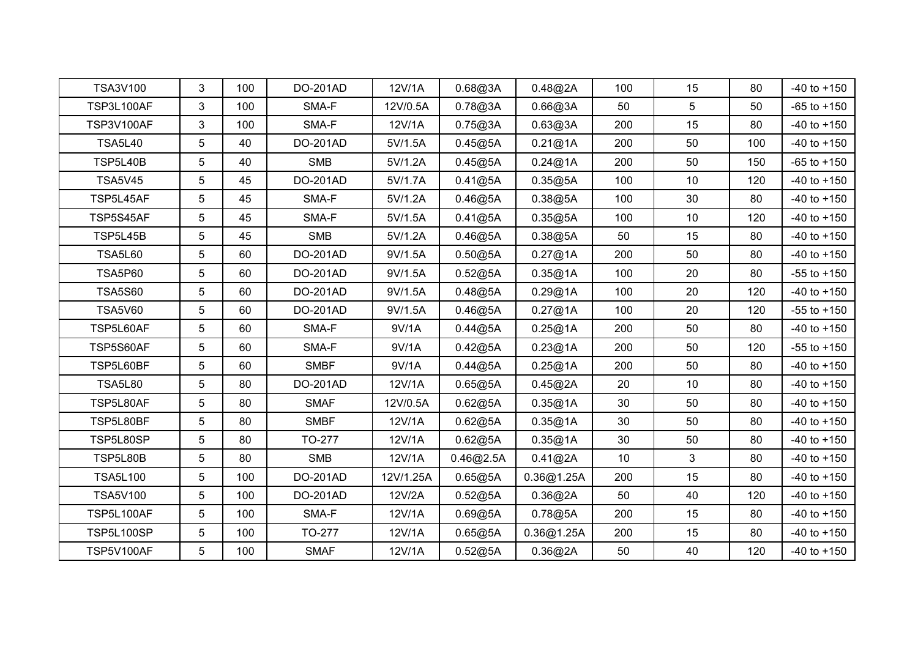| TSA3V100 | 3 | 100 | DO-201AD | 12V/1A | 0.68@3A | 0.48@2A | 100 | 15 | 80 | -40 to +150 |
|---|---|---|---|---|---|---|---|---|---|---|
| TSP3L100AF | 3 | 100 | SMA-F | 12V/0.5A | 0.78@3A | 0.66@3A | 50 | 5 | 50 | -65 to +150 |
| TSP3V100AF | 3 | 100 | SMA-F | 12V/1A | 0.75@3A | 0.63@3A | 200 | 15 | 80 | -40 to +150 |
| TSA5L40 | 5 | 40 | DO-201AD | 5V/1.5A | 0.45@5A | 0.21@1A | 200 | 50 | 100 | -40 to +150 |
| TSP5L40B | 5 | 40 | SMB | 5V/1.2A | 0.45@5A | 0.24@1A | 200 | 50 | 150 | -65 to +150 |
| TSA5V45 | 5 | 45 | DO-201AD | 5V/1.7A | 0.41@5A | 0.35@5A | 100 | 10 | 120 | -40 to +150 |
| TSP5L45AF | 5 | 45 | SMA-F | 5V/1.2A | 0.46@5A | 0.38@5A | 100 | 30 | 80 | -40 to +150 |
| TSP5S45AF | 5 | 45 | SMA-F | 5V/1.5A | 0.41@5A | 0.35@5A | 100 | 10 | 120 | -40 to +150 |
| TSP5L45B | 5 | 45 | SMB | 5V/1.2A | 0.46@5A | 0.38@5A | 50 | 15 | 80 | -40 to +150 |
| TSA5L60 | 5 | 60 | DO-201AD | 9V/1.5A | 0.50@5A | 0.27@1A | 200 | 50 | 80 | -40 to +150 |
| TSA5P60 | 5 | 60 | DO-201AD | 9V/1.5A | 0.52@5A | 0.35@1A | 100 | 20 | 80 | -55 to +150 |
| TSA5S60 | 5 | 60 | DO-201AD | 9V/1.5A | 0.48@5A | 0.29@1A | 100 | 20 | 120 | -40 to +150 |
| TSA5V60 | 5 | 60 | DO-201AD | 9V/1.5A | 0.46@5A | 0.27@1A | 100 | 20 | 120 | -55 to +150 |
| TSP5L60AF | 5 | 60 | SMA-F | 9V/1A | 0.44@5A | 0.25@1A | 200 | 50 | 80 | -40 to +150 |
| TSP5S60AF | 5 | 60 | SMA-F | 9V/1A | 0.42@5A | 0.23@1A | 200 | 50 | 120 | -55 to +150 |
| TSP5L60BF | 5 | 60 | SMBF | 9V/1A | 0.44@5A | 0.25@1A | 200 | 50 | 80 | -40 to +150 |
| TSA5L80 | 5 | 80 | DO-201AD | 12V/1A | 0.65@5A | 0.45@2A | 20 | 10 | 80 | -40 to +150 |
| TSP5L80AF | 5 | 80 | SMAF | 12V/0.5A | 0.62@5A | 0.35@1A | 30 | 50 | 80 | -40 to +150 |
| TSP5L80BF | 5 | 80 | SMBF | 12V/1A | 0.62@5A | 0.35@1A | 30 | 50 | 80 | -40 to +150 |
| TSP5L80SP | 5 | 80 | TO-277 | 12V/1A | 0.62@5A | 0.35@1A | 30 | 50 | 80 | -40 to +150 |
| TSP5L80B | 5 | 80 | SMB | 12V/1A | 0.46@2.5A | 0.41@2A | 10 | 3 | 80 | -40 to +150 |
| TSA5L100 | 5 | 100 | DO-201AD | 12V/1.25A | 0.65@5A | 0.36@1.25A | 200 | 15 | 80 | -40 to +150 |
| TSA5V100 | 5 | 100 | DO-201AD | 12V/2A | 0.52@5A | 0.36@2A | 50 | 40 | 120 | -40 to +150 |
| TSP5L100AF | 5 | 100 | SMA-F | 12V/1A | 0.69@5A | 0.78@5A | 200 | 15 | 80 | -40 to +150 |
| TSP5L100SP | 5 | 100 | TO-277 | 12V/1A | 0.65@5A | 0.36@1.25A | 200 | 15 | 80 | -40 to +150 |
| TSP5V100AF | 5 | 100 | SMAF | 12V/1A | 0.52@5A | 0.36@2A | 50 | 40 | 120 | -40 to +150 |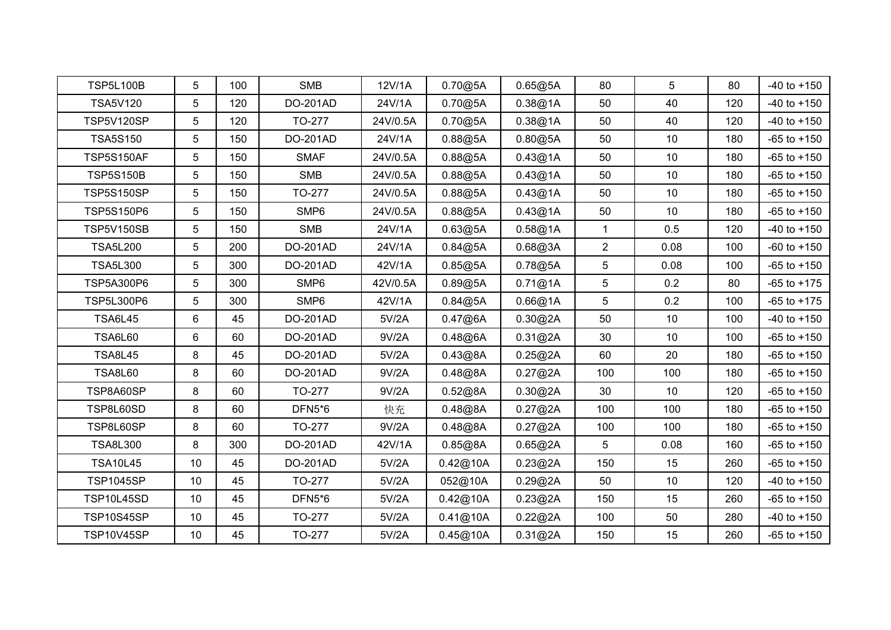| TSP5L100B | 5 | 100 | SMB | 12V/1A | 0.70@5A | 0.65@5A | 80 | 5 | 80 | -40 to +150 |
|---|---|---|---|---|---|---|---|---|---|---|
| TSA5V120 | 5 | 120 | DO-201AD | 24V/1A | 0.70@5A | 0.38@1A | 50 | 40 | 120 | -40 to +150 |
| TSP5V120SP | 5 | 120 | TO-277 | 24V/0.5A | 0.70@5A | 0.38@1A | 50 | 40 | 120 | -40 to +150 |
| TSA5S150 | 5 | 150 | DO-201AD | 24V/1A | 0.88@5A | 0.80@5A | 50 | 10 | 180 | -65 to +150 |
| TSP5S150AF | 5 | 150 | SMAF | 24V/0.5A | 0.88@5A | 0.43@1A | 50 | 10 | 180 | -65 to +150 |
| TSP5S150B | 5 | 150 | SMB | 24V/0.5A | 0.88@5A | 0.43@1A | 50 | 10 | 180 | -65 to +150 |
| TSP5S150SP | 5 | 150 | TO-277 | 24V/0.5A | 0.88@5A | 0.43@1A | 50 | 10 | 180 | -65 to +150 |
| TSP5S150P6 | 5 | 150 | SMP6 | 24V/0.5A | 0.88@5A | 0.43@1A | 50 | 10 | 180 | -65 to +150 |
| TSP5V150SB | 5 | 150 | SMB | 24V/1A | 0.63@5A | 0.58@1A | 1 | 0.5 | 120 | -40 to +150 |
| TSA5L200 | 5 | 200 | DO-201AD | 24V/1A | 0.84@5A | 0.68@3A | 2 | 0.08 | 100 | -60 to +150 |
| TSA5L300 | 5 | 300 | DO-201AD | 42V/1A | 0.85@5A | 0.78@5A | 5 | 0.08 | 100 | -65 to +150 |
| TSP5A300P6 | 5 | 300 | SMP6 | 42V/0.5A | 0.89@5A | 0.71@1A | 5 | 0.2 | 80 | -65 to +175 |
| TSP5L300P6 | 5 | 300 | SMP6 | 42V/1A | 0.84@5A | 0.66@1A | 5 | 0.2 | 100 | -65 to +175 |
| TSA6L45 | 6 | 45 | DO-201AD | 5V/2A | 0.47@6A | 0.30@2A | 50 | 10 | 100 | -40 to +150 |
| TSA6L60 | 6 | 60 | DO-201AD | 9V/2A | 0.48@6A | 0.31@2A | 30 | 10 | 100 | -65 to +150 |
| TSA8L45 | 8 | 45 | DO-201AD | 5V/2A | 0.43@8A | 0.25@2A | 60 | 20 | 180 | -65 to +150 |
| TSA8L60 | 8 | 60 | DO-201AD | 9V/2A | 0.48@8A | 0.27@2A | 100 | 100 | 180 | -65 to +150 |
| TSP8A60SP | 8 | 60 | TO-277 | 9V/2A | 0.52@8A | 0.30@2A | 30 | 10 | 120 | -65 to +150 |
| TSP8L60SD | 8 | 60 | DFN5*6 | 快充 | 0.48@8A | 0.27@2A | 100 | 100 | 180 | -65 to +150 |
| TSP8L60SP | 8 | 60 | TO-277 | 9V/2A | 0.48@8A | 0.27@2A | 100 | 100 | 180 | -65 to +150 |
| TSA8L300 | 8 | 300 | DO-201AD | 42V/1A | 0.85@8A | 0.65@2A | 5 | 0.08 | 160 | -65 to +150 |
| TSA10L45 | 10 | 45 | DO-201AD | 5V/2A | 0.42@10A | 0.23@2A | 150 | 15 | 260 | -65 to +150 |
| TSP1045SP | 10 | 45 | TO-277 | 5V/2A | 052@10A | 0.29@2A | 50 | 10 | 120 | -40 to +150 |
| TSP10L45SD | 10 | 45 | DFN5*6 | 5V/2A | 0.42@10A | 0.23@2A | 150 | 15 | 260 | -65 to +150 |
| TSP10S45SP | 10 | 45 | TO-277 | 5V/2A | 0.41@10A | 0.22@2A | 100 | 50 | 280 | -40 to +150 |
| TSP10V45SP | 10 | 45 | TO-277 | 5V/2A | 0.45@10A | 0.31@2A | 150 | 15 | 260 | -65 to +150 |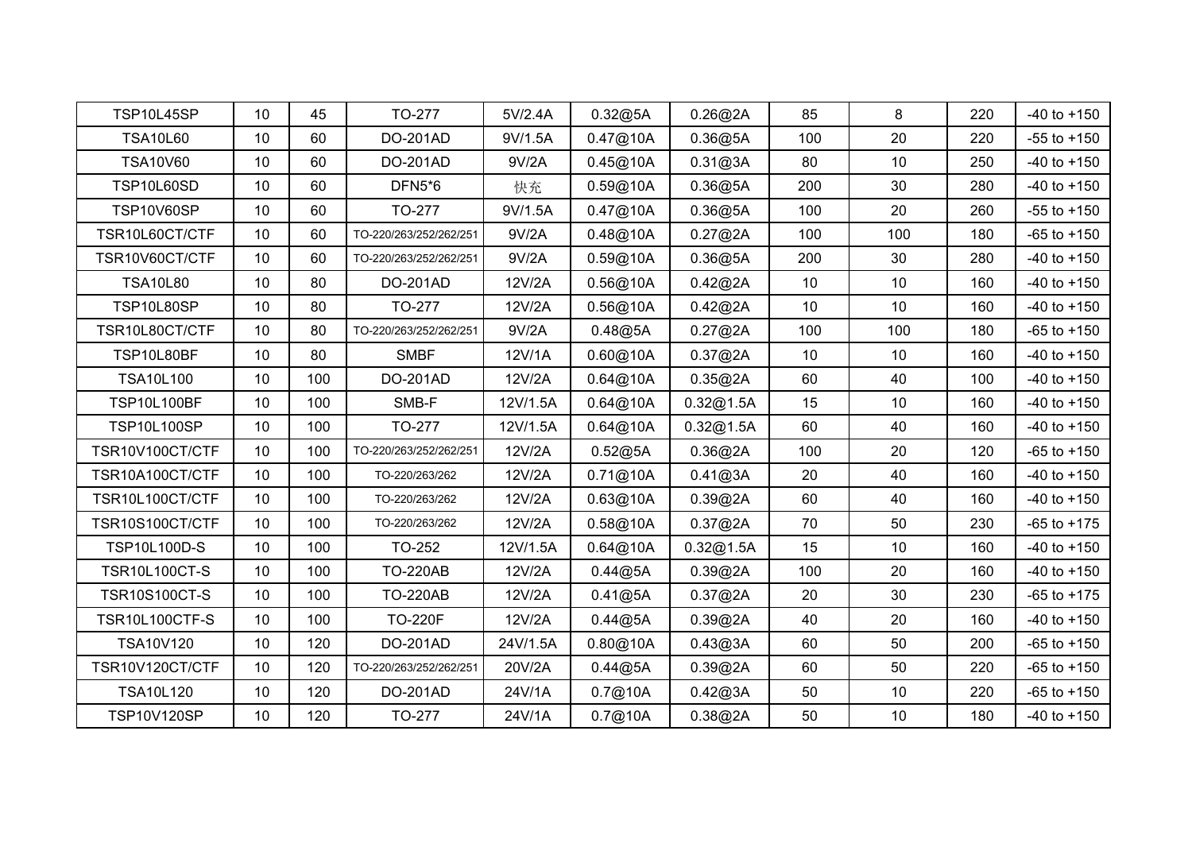| | | | | | | | | | | |
|---|---|---|---|---|---|---|---|---|---|---|
| TSP10L45SP | 10 | 45 | TO-277 | 5V/2.4A | 0.32@5A | 0.26@2A | 85 | 8 | 220 | -40 to +150 |
| TSA10L60 | 10 | 60 | DO-201AD | 9V/1.5A | 0.47@10A | 0.36@5A | 100 | 20 | 220 | -55 to +150 |
| TSA10V60 | 10 | 60 | DO-201AD | 9V/2A | 0.45@10A | 0.31@3A | 80 | 10 | 250 | -40 to +150 |
| TSP10L60SD | 10 | 60 | DFN5*6 | 快充 | 0.59@10A | 0.36@5A | 200 | 30 | 280 | -40 to +150 |
| TSP10V60SP | 10 | 60 | TO-277 | 9V/1.5A | 0.47@10A | 0.36@5A | 100 | 20 | 260 | -55 to +150 |
| TSR10L60CT/CTF | 10 | 60 | TO-220/263/252/262/251 | 9V/2A | 0.48@10A | 0.27@2A | 100 | 100 | 180 | -65 to +150 |
| TSR10V60CT/CTF | 10 | 60 | TO-220/263/252/262/251 | 9V/2A | 0.59@10A | 0.36@5A | 200 | 30 | 280 | -40 to +150 |
| TSA10L80 | 10 | 80 | DO-201AD | 12V/2A | 0.56@10A | 0.42@2A | 10 | 10 | 160 | -40 to +150 |
| TSP10L80SP | 10 | 80 | TO-277 | 12V/2A | 0.56@10A | 0.42@2A | 10 | 10 | 160 | -40 to +150 |
| TSR10L80CT/CTF | 10 | 80 | TO-220/263/252/262/251 | 9V/2A | 0.48@5A | 0.27@2A | 100 | 100 | 180 | -65 to +150 |
| TSP10L80BF | 10 | 80 | SMBF | 12V/1A | 0.60@10A | 0.37@2A | 10 | 10 | 160 | -40 to +150 |
| TSA10L100 | 10 | 100 | DO-201AD | 12V/2A | 0.64@10A | 0.35@2A | 60 | 40 | 100 | -40 to +150 |
| TSP10L100BF | 10 | 100 | SMB-F | 12V/1.5A | 0.64@10A | 0.32@1.5A | 15 | 10 | 160 | -40 to +150 |
| TSP10L100SP | 10 | 100 | TO-277 | 12V/1.5A | 0.64@10A | 0.32@1.5A | 60 | 40 | 160 | -40 to +150 |
| TSR10V100CT/CTF | 10 | 100 | TO-220/263/252/262/251 | 12V/2A | 0.52@5A | 0.36@2A | 100 | 20 | 120 | -65 to +150 |
| TSR10A100CT/CTF | 10 | 100 | TO-220/263/262 | 12V/2A | 0.71@10A | 0.41@3A | 20 | 40 | 160 | -40 to +150 |
| TSR10L100CT/CTF | 10 | 100 | TO-220/263/262 | 12V/2A | 0.63@10A | 0.39@2A | 60 | 40 | 160 | -40 to +150 |
| TSR10S100CT/CTF | 10 | 100 | TO-220/263/262 | 12V/2A | 0.58@10A | 0.37@2A | 70 | 50 | 230 | -65 to +175 |
| TSP10L100D-S | 10 | 100 | TO-252 | 12V/1.5A | 0.64@10A | 0.32@1.5A | 15 | 10 | 160 | -40 to +150 |
| TSR10L100CT-S | 10 | 100 | TO-220AB | 12V/2A | 0.44@5A | 0.39@2A | 100 | 20 | 160 | -40 to +150 |
| TSR10S100CT-S | 10 | 100 | TO-220AB | 12V/2A | 0.41@5A | 0.37@2A | 20 | 30 | 230 | -65 to +175 |
| TSR10L100CTF-S | 10 | 100 | TO-220F | 12V/2A | 0.44@5A | 0.39@2A | 40 | 20 | 160 | -40 to +150 |
| TSA10V120 | 10 | 120 | DO-201AD | 24V/1.5A | 0.80@10A | 0.43@3A | 60 | 50 | 200 | -65 to +150 |
| TSR10V120CT/CTF | 10 | 120 | TO-220/263/252/262/251 | 20V/2A | 0.44@5A | 0.39@2A | 60 | 50 | 220 | -65 to +150 |
| TSA10L120 | 10 | 120 | DO-201AD | 24V/1A | 0.7@10A | 0.42@3A | 50 | 10 | 220 | -65 to +150 |
| TSP10V120SP | 10 | 120 | TO-277 | 24V/1A | 0.7@10A | 0.38@2A | 50 | 10 | 180 | -40 to +150 |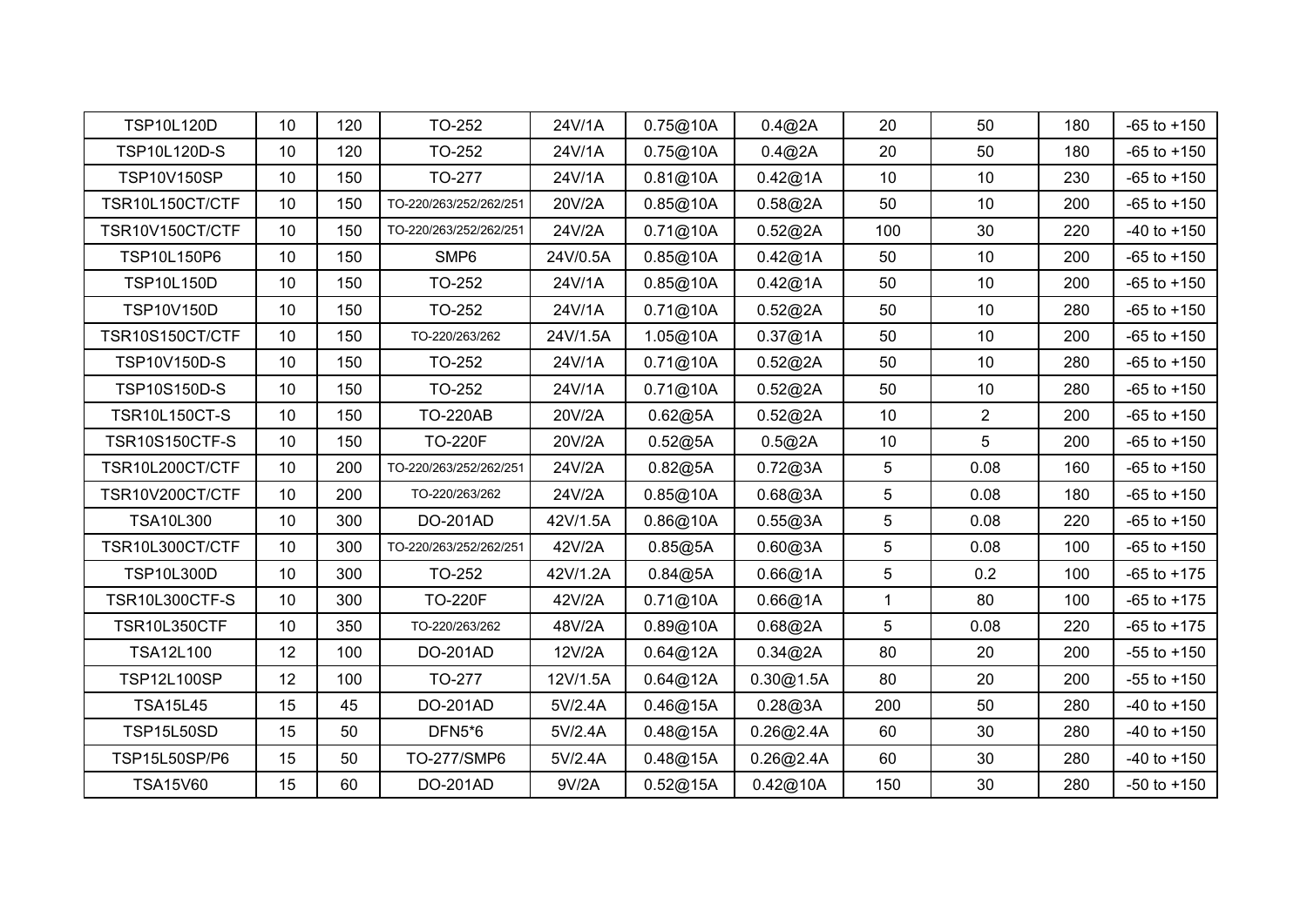| | | | | | | | | | | |
|---|---|---|---|---|---|---|---|---|---|---|
| TSP10L120D | 10 | 120 | TO-252 | 24V/1A | 0.75@10A | 0.4@2A | 20 | 50 | 180 | -65 to +150 |
| TSP10L120D-S | 10 | 120 | TO-252 | 24V/1A | 0.75@10A | 0.4@2A | 20 | 50 | 180 | -65 to +150 |
| TSP10V150SP | 10 | 150 | TO-277 | 24V/1A | 0.81@10A | 0.42@1A | 10 | 10 | 230 | -65 to +150 |
| TSR10L150CT/CTF | 10 | 150 | TO-220/263/252/262/251 | 20V/2A | 0.85@10A | 0.58@2A | 50 | 10 | 200 | -65 to +150 |
| TSR10V150CT/CTF | 10 | 150 | TO-220/263/252/262/251 | 24V/2A | 0.71@10A | 0.52@2A | 100 | 30 | 220 | -40 to +150 |
| TSP10L150P6 | 10 | 150 | SMP6 | 24V/0.5A | 0.85@10A | 0.42@1A | 50 | 10 | 200 | -65 to +150 |
| TSP10L150D | 10 | 150 | TO-252 | 24V/1A | 0.85@10A | 0.42@1A | 50 | 10 | 200 | -65 to +150 |
| TSP10V150D | 10 | 150 | TO-252 | 24V/1A | 0.71@10A | 0.52@2A | 50 | 10 | 280 | -65 to +150 |
| TSR10S150CT/CTF | 10 | 150 | TO-220/263/262 | 24V/1.5A | 1.05@10A | 0.37@1A | 50 | 10 | 200 | -65 to +150 |
| TSP10V150D-S | 10 | 150 | TO-252 | 24V/1A | 0.71@10A | 0.52@2A | 50 | 10 | 280 | -65 to +150 |
| TSP10S150D-S | 10 | 150 | TO-252 | 24V/1A | 0.71@10A | 0.52@2A | 50 | 10 | 280 | -65 to +150 |
| TSR10L150CT-S | 10 | 150 | TO-220AB | 20V/2A | 0.62@5A | 0.52@2A | 10 | 2 | 200 | -65 to +150 |
| TSR10S150CTF-S | 10 | 150 | TO-220F | 20V/2A | 0.52@5A | 0.5@2A | 10 | 5 | 200 | -65 to +150 |
| TSR10L200CT/CTF | 10 | 200 | TO-220/263/252/262/251 | 24V/2A | 0.82@5A | 0.72@3A | 5 | 0.08 | 160 | -65 to +150 |
| TSR10V200CT/CTF | 10 | 200 | TO-220/263/262 | 24V/2A | 0.85@10A | 0.68@3A | 5 | 0.08 | 180 | -65 to +150 |
| TSA10L300 | 10 | 300 | DO-201AD | 42V/1.5A | 0.86@10A | 0.55@3A | 5 | 0.08 | 220 | -65 to +150 |
| TSR10L300CT/CTF | 10 | 300 | TO-220/263/252/262/251 | 42V/2A | 0.85@5A | 0.60@3A | 5 | 0.08 | 100 | -65 to +150 |
| TSP10L300D | 10 | 300 | TO-252 | 42V/1.2A | 0.84@5A | 0.66@1A | 5 | 0.2 | 100 | -65 to +175 |
| TSR10L300CTF-S | 10 | 300 | TO-220F | 42V/2A | 0.71@10A | 0.66@1A | 1 | 80 | 100 | -65 to +175 |
| TSR10L350CTF | 10 | 350 | TO-220/263/262 | 48V/2A | 0.89@10A | 0.68@2A | 5 | 0.08 | 220 | -65 to +175 |
| TSA12L100 | 12 | 100 | DO-201AD | 12V/2A | 0.64@12A | 0.34@2A | 80 | 20 | 200 | -55 to +150 |
| TSP12L100SP | 12 | 100 | TO-277 | 12V/1.5A | 0.64@12A | 0.30@1.5A | 80 | 20 | 200 | -55 to +150 |
| TSA15L45 | 15 | 45 | DO-201AD | 5V/2.4A | 0.46@15A | 0.28@3A | 200 | 50 | 280 | -40 to +150 |
| TSP15L50SD | 15 | 50 | DFN5*6 | 5V/2.4A | 0.48@15A | 0.26@2.4A | 60 | 30 | 280 | -40 to +150 |
| TSP15L50SP/P6 | 15 | 50 | TO-277/SMP6 | 5V/2.4A | 0.48@15A | 0.26@2.4A | 60 | 30 | 280 | -40 to +150 |
| TSA15V60 | 15 | 60 | DO-201AD | 9V/2A | 0.52@15A | 0.42@10A | 150 | 30 | 280 | -50 to +150 |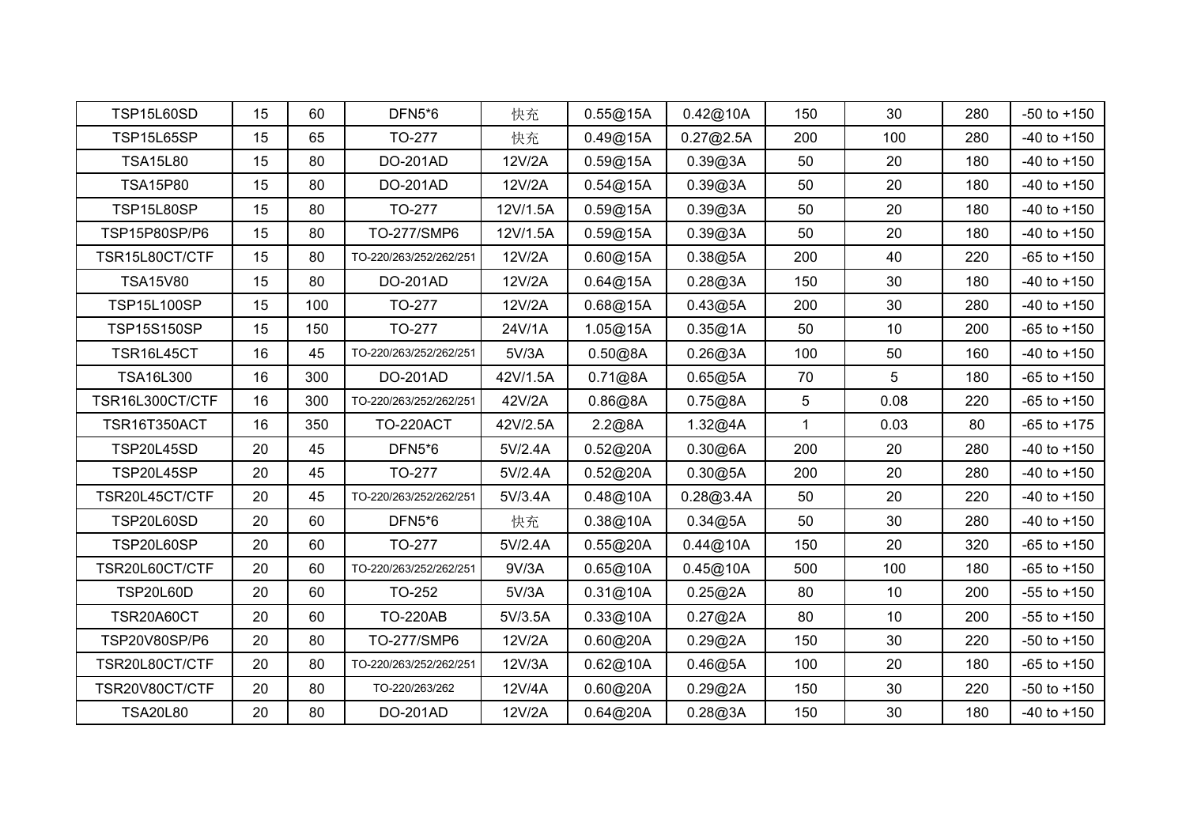| TSP15L60SD | 15 | 60 | DFN5*6 | 快充 | 0.55@15A | 0.42@10A | 150 | 30 | 280 | -50 to +150 |
|---|---|---|---|---|---|---|---|---|---|---|
| TSP15L65SP | 15 | 65 | TO-277 | 快充 | 0.49@15A | 0.27@2.5A | 200 | 100 | 280 | -40 to +150 |
| TSA15L80 | 15 | 80 | DO-201AD | 12V/2A | 0.59@15A | 0.39@3A | 50 | 20 | 180 | -40 to +150 |
| TSA15P80 | 15 | 80 | DO-201AD | 12V/2A | 0.54@15A | 0.39@3A | 50 | 20 | 180 | -40 to +150 |
| TSP15L80SP | 15 | 80 | TO-277 | 12V/1.5A | 0.59@15A | 0.39@3A | 50 | 20 | 180 | -40 to +150 |
| TSP15P80SP/P6 | 15 | 80 | TO-277/SMP6 | 12V/1.5A | 0.59@15A | 0.39@3A | 50 | 20 | 180 | -40 to +150 |
| TSR15L80CT/CTF | 15 | 80 | TO-220/263/252/262/251 | 12V/2A | 0.60@15A | 0.38@5A | 200 | 40 | 220 | -65 to +150 |
| TSA15V80 | 15 | 80 | DO-201AD | 12V/2A | 0.64@15A | 0.28@3A | 150 | 30 | 180 | -40 to +150 |
| TSP15L100SP | 15 | 100 | TO-277 | 12V/2A | 0.68@15A | 0.43@5A | 200 | 30 | 280 | -40 to +150 |
| TSP15S150SP | 15 | 150 | TO-277 | 24V/1A | 1.05@15A | 0.35@1A | 50 | 10 | 200 | -65 to +150 |
| TSR16L45CT | 16 | 45 | TO-220/263/252/262/251 | 5V/3A | 0.50@8A | 0.26@3A | 100 | 50 | 160 | -40 to +150 |
| TSA16L300 | 16 | 300 | DO-201AD | 42V/1.5A | 0.71@8A | 0.65@5A | 70 | 5 | 180 | -65 to +150 |
| TSR16L300CT/CTF | 16 | 300 | TO-220/263/252/262/251 | 42V/2A | 0.86@8A | 0.75@8A | 5 | 0.08 | 220 | -65 to +150 |
| TSR16T350ACT | 16 | 350 | TO-220ACT | 42V/2.5A | 2.2@8A | 1.32@4A | 1 | 0.03 | 80 | -65 to +175 |
| TSP20L45SD | 20 | 45 | DFN5*6 | 5V/2.4A | 0.52@20A | 0.30@6A | 200 | 20 | 280 | -40 to +150 |
| TSP20L45SP | 20 | 45 | TO-277 | 5V/2.4A | 0.52@20A | 0.30@5A | 200 | 20 | 280 | -40 to +150 |
| TSR20L45CT/CTF | 20 | 45 | TO-220/263/252/262/251 | 5V/3.4A | 0.48@10A | 0.28@3.4A | 50 | 20 | 220 | -40 to +150 |
| TSP20L60SD | 20 | 60 | DFN5*6 | 快充 | 0.38@10A | 0.34@5A | 50 | 30 | 280 | -40 to +150 |
| TSP20L60SP | 20 | 60 | TO-277 | 5V/2.4A | 0.55@20A | 0.44@10A | 150 | 20 | 320 | -65 to +150 |
| TSR20L60CT/CTF | 20 | 60 | TO-220/263/252/262/251 | 9V/3A | 0.65@10A | 0.45@10A | 500 | 100 | 180 | -65 to +150 |
| TSP20L60D | 20 | 60 | TO-252 | 5V/3A | 0.31@10A | 0.25@2A | 80 | 10 | 200 | -55 to +150 |
| TSR20A60CT | 20 | 60 | TO-220AB | 5V/3.5A | 0.33@10A | 0.27@2A | 80 | 10 | 200 | -55 to +150 |
| TSP20V80SP/P6 | 20 | 80 | TO-277/SMP6 | 12V/2A | 0.60@20A | 0.29@2A | 150 | 30 | 220 | -50 to +150 |
| TSR20L80CT/CTF | 20 | 80 | TO-220/263/252/262/251 | 12V/3A | 0.62@10A | 0.46@5A | 100 | 20 | 180 | -65 to +150 |
| TSR20V80CT/CTF | 20 | 80 | TO-220/263/262 | 12V/4A | 0.60@20A | 0.29@2A | 150 | 30 | 220 | -50 to +150 |
| TSA20L80 | 20 | 80 | DO-201AD | 12V/2A | 0.64@20A | 0.28@3A | 150 | 30 | 180 | -40 to +150 |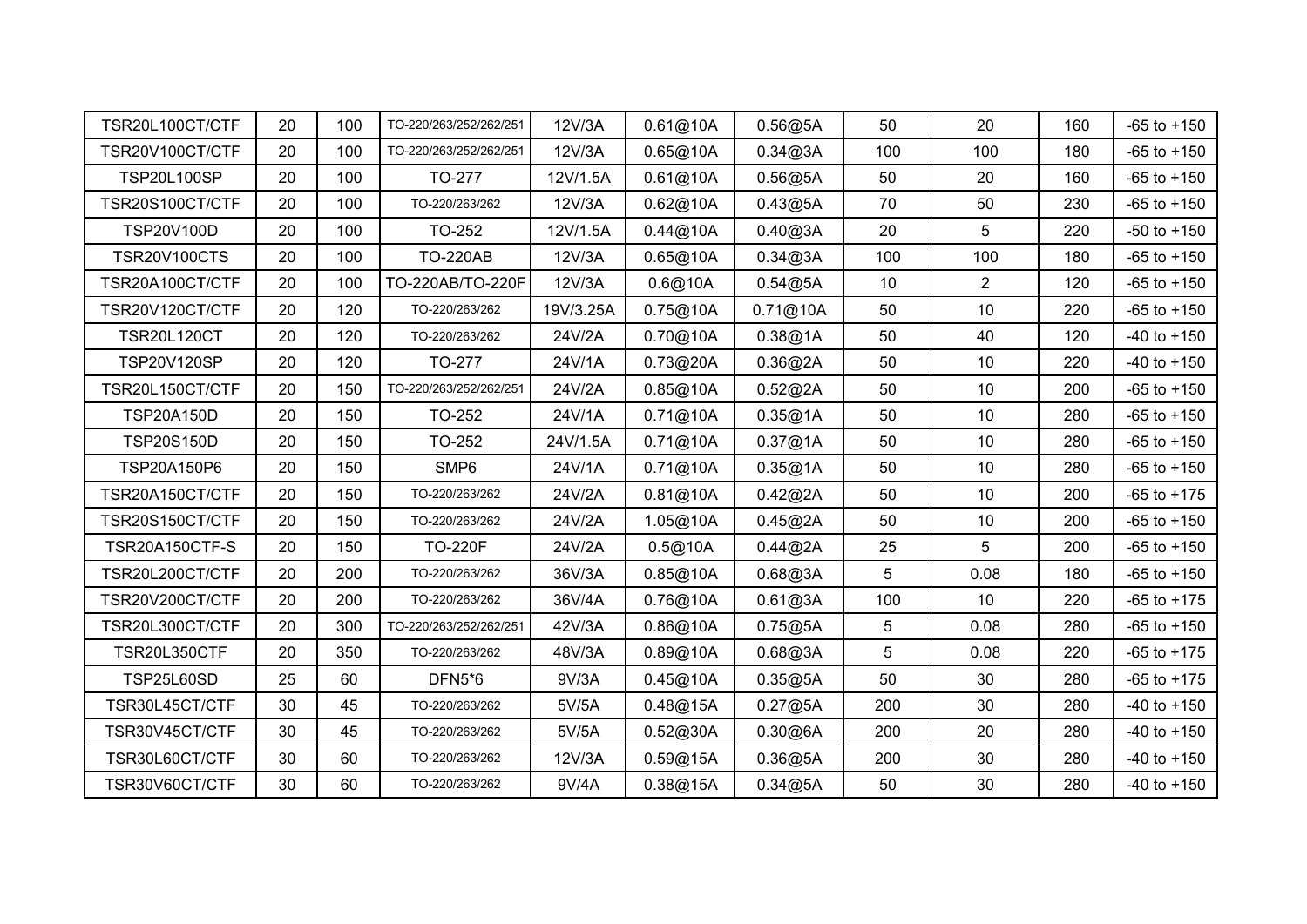| | | | | | | | | | | |
|---|---|---|---|---|---|---|---|---|---|---|
| TSR20L100CT/CTF | 20 | 100 | TO-220/263/252/262/251 | 12V/3A | 0.61@10A | 0.56@5A | 50 | 20 | 160 | -65 to +150 |
| TSR20V100CT/CTF | 20 | 100 | TO-220/263/252/262/251 | 12V/3A | 0.65@10A | 0.34@3A | 100 | 100 | 180 | -65 to +150 |
| TSP20L100SP | 20 | 100 | TO-277 | 12V/1.5A | 0.61@10A | 0.56@5A | 50 | 20 | 160 | -65 to +150 |
| TSR20S100CT/CTF | 20 | 100 | TO-220/263/262 | 12V/3A | 0.62@10A | 0.43@5A | 70 | 50 | 230 | -65 to +150 |
| TSP20V100D | 20 | 100 | TO-252 | 12V/1.5A | 0.44@10A | 0.40@3A | 20 | 5 | 220 | -50 to +150 |
| TSR20V100CTS | 20 | 100 | TO-220AB | 12V/3A | 0.65@10A | 0.34@3A | 100 | 100 | 180 | -65 to +150 |
| TSR20A100CT/CTF | 20 | 100 | TO-220AB/TO-220F | 12V/3A | 0.6@10A | 0.54@5A | 10 | 2 | 120 | -65 to +150 |
| TSR20V120CT/CTF | 20 | 120 | TO-220/263/262 | 19V/3.25A | 0.75@10A | 0.71@10A | 50 | 10 | 220 | -65 to +150 |
| TSR20L120CT | 20 | 120 | TO-220/263/262 | 24V/2A | 0.70@10A | 0.38@1A | 50 | 40 | 120 | -40 to +150 |
| TSP20V120SP | 20 | 120 | TO-277 | 24V/1A | 0.73@20A | 0.36@2A | 50 | 10 | 220 | -40 to +150 |
| TSR20L150CT/CTF | 20 | 150 | TO-220/263/252/262/251 | 24V/2A | 0.85@10A | 0.52@2A | 50 | 10 | 200 | -65 to +150 |
| TSP20A150D | 20 | 150 | TO-252 | 24V/1A | 0.71@10A | 0.35@1A | 50 | 10 | 280 | -65 to +150 |
| TSP20S150D | 20 | 150 | TO-252 | 24V/1.5A | 0.71@10A | 0.37@1A | 50 | 10 | 280 | -65 to +150 |
| TSP20A150P6 | 20 | 150 | SMP6 | 24V/1A | 0.71@10A | 0.35@1A | 50 | 10 | 280 | -65 to +150 |
| TSR20A150CT/CTF | 20 | 150 | TO-220/263/262 | 24V/2A | 0.81@10A | 0.42@2A | 50 | 10 | 200 | -65 to +175 |
| TSR20S150CT/CTF | 20 | 150 | TO-220/263/262 | 24V/2A | 1.05@10A | 0.45@2A | 50 | 10 | 200 | -65 to +150 |
| TSR20A150CTF-S | 20 | 150 | TO-220F | 24V/2A | 0.5@10A | 0.44@2A | 25 | 5 | 200 | -65 to +150 |
| TSR20L200CT/CTF | 20 | 200 | TO-220/263/262 | 36V/3A | 0.85@10A | 0.68@3A | 5 | 0.08 | 180 | -65 to +150 |
| TSR20V200CT/CTF | 20 | 200 | TO-220/263/262 | 36V/4A | 0.76@10A | 0.61@3A | 100 | 10 | 220 | -65 to +175 |
| TSR20L300CT/CTF | 20 | 300 | TO-220/263/252/262/251 | 42V/3A | 0.86@10A | 0.75@5A | 5 | 0.08 | 280 | -65 to +150 |
| TSR20L350CTF | 20 | 350 | TO-220/263/262 | 48V/3A | 0.89@10A | 0.68@3A | 5 | 0.08 | 220 | -65 to +175 |
| TSP25L60SD | 25 | 60 | DFN5*6 | 9V/3A | 0.45@10A | 0.35@5A | 50 | 30 | 280 | -65 to +175 |
| TSR30L45CT/CTF | 30 | 45 | TO-220/263/262 | 5V/5A | 0.48@15A | 0.27@5A | 200 | 30 | 280 | -40 to +150 |
| TSR30V45CT/CTF | 30 | 45 | TO-220/263/262 | 5V/5A | 0.52@30A | 0.30@6A | 200 | 20 | 280 | -40 to +150 |
| TSR30L60CT/CTF | 30 | 60 | TO-220/263/262 | 12V/3A | 0.59@15A | 0.36@5A | 200 | 30 | 280 | -40 to +150 |
| TSR30V60CT/CTF | 30 | 60 | TO-220/263/262 | 9V/4A | 0.38@15A | 0.34@5A | 50 | 30 | 280 | -40 to +150 |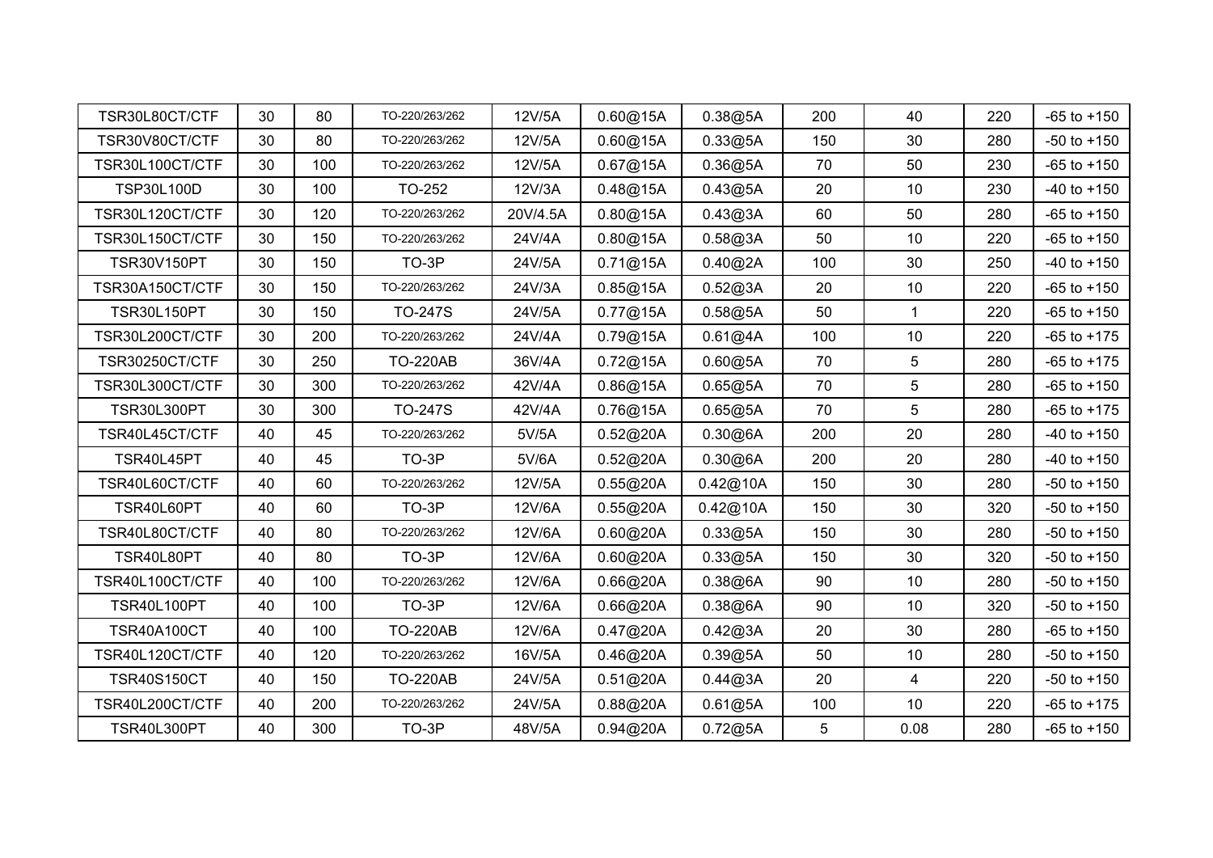| TSR30L80CT/CTF | 30 | 80 | TO-220/263/262 | 12V/5A | 0.60@15A | 0.38@5A | 200 | 40 | 220 | -65 to +150 |
|---|---|---|---|---|---|---|---|---|---|---|
| TSR30V80CT/CTF | 30 | 80 | TO-220/263/262 | 12V/5A | 0.60@15A | 0.33@5A | 150 | 30 | 280 | -50 to +150 |
| TSR30L100CT/CTF | 30 | 100 | TO-220/263/262 | 12V/5A | 0.67@15A | 0.36@5A | 70 | 50 | 230 | -65 to +150 |
| TSP30L100D | 30 | 100 | TO-252 | 12V/3A | 0.48@15A | 0.43@5A | 20 | 10 | 230 | -40 to +150 |
| TSR30L120CT/CTF | 30 | 120 | TO-220/263/262 | 20V/4.5A | 0.80@15A | 0.43@3A | 60 | 50 | 280 | -65 to +150 |
| TSR30L150CT/CTF | 30 | 150 | TO-220/263/262 | 24V/4A | 0.80@15A | 0.58@3A | 50 | 10 | 220 | -65 to +150 |
| TSR30V150PT | 30 | 150 | TO-3P | 24V/5A | 0.71@15A | 0.40@2A | 100 | 30 | 250 | -40 to +150 |
| TSR30A150CT/CTF | 30 | 150 | TO-220/263/262 | 24V/3A | 0.85@15A | 0.52@3A | 20 | 10 | 220 | -65 to +150 |
| TSR30L150PT | 30 | 150 | TO-247S | 24V/5A | 0.77@15A | 0.58@5A | 50 | 1 | 220 | -65 to +150 |
| TSR30L200CT/CTF | 30 | 200 | TO-220/263/262 | 24V/4A | 0.79@15A | 0.61@4A | 100 | 10 | 220 | -65 to +175 |
| TSR30250CT/CTF | 30 | 250 | TO-220AB | 36V/4A | 0.72@15A | 0.60@5A | 70 | 5 | 280 | -65 to +175 |
| TSR30L300CT/CTF | 30 | 300 | TO-220/263/262 | 42V/4A | 0.86@15A | 0.65@5A | 70 | 5 | 280 | -65 to +150 |
| TSR30L300PT | 30 | 300 | TO-247S | 42V/4A | 0.76@15A | 0.65@5A | 70 | 5 | 280 | -65 to +175 |
| TSR40L45CT/CTF | 40 | 45 | TO-220/263/262 | 5V/5A | 0.52@20A | 0.30@6A | 200 | 20 | 280 | -40 to +150 |
| TSR40L45PT | 40 | 45 | TO-3P | 5V/6A | 0.52@20A | 0.30@6A | 200 | 20 | 280 | -40 to +150 |
| TSR40L60CT/CTF | 40 | 60 | TO-220/263/262 | 12V/5A | 0.55@20A | 0.42@10A | 150 | 30 | 280 | -50 to +150 |
| TSR40L60PT | 40 | 60 | TO-3P | 12V/6A | 0.55@20A | 0.42@10A | 150 | 30 | 320 | -50 to +150 |
| TSR40L80CT/CTF | 40 | 80 | TO-220/263/262 | 12V/6A | 0.60@20A | 0.33@5A | 150 | 30 | 280 | -50 to +150 |
| TSR40L80PT | 40 | 80 | TO-3P | 12V/6A | 0.60@20A | 0.33@5A | 150 | 30 | 320 | -50 to +150 |
| TSR40L100CT/CTF | 40 | 100 | TO-220/263/262 | 12V/6A | 0.66@20A | 0.38@6A | 90 | 10 | 280 | -50 to +150 |
| TSR40L100PT | 40 | 100 | TO-3P | 12V/6A | 0.66@20A | 0.38@6A | 90 | 10 | 320 | -50 to +150 |
| TSR40A100CT | 40 | 100 | TO-220AB | 12V/6A | 0.47@20A | 0.42@3A | 20 | 30 | 280 | -65 to +150 |
| TSR40L120CT/CTF | 40 | 120 | TO-220/263/262 | 16V/5A | 0.46@20A | 0.39@5A | 50 | 10 | 280 | -50 to +150 |
| TSR40S150CT | 40 | 150 | TO-220AB | 24V/5A | 0.51@20A | 0.44@3A | 20 | 4 | 220 | -50 to +150 |
| TSR40L200CT/CTF | 40 | 200 | TO-220/263/262 | 24V/5A | 0.88@20A | 0.61@5A | 100 | 10 | 220 | -65 to +175 |
| TSR40L300PT | 40 | 300 | TO-3P | 48V/5A | 0.94@20A | 0.72@5A | 5 | 0.08 | 280 | -65 to +150 |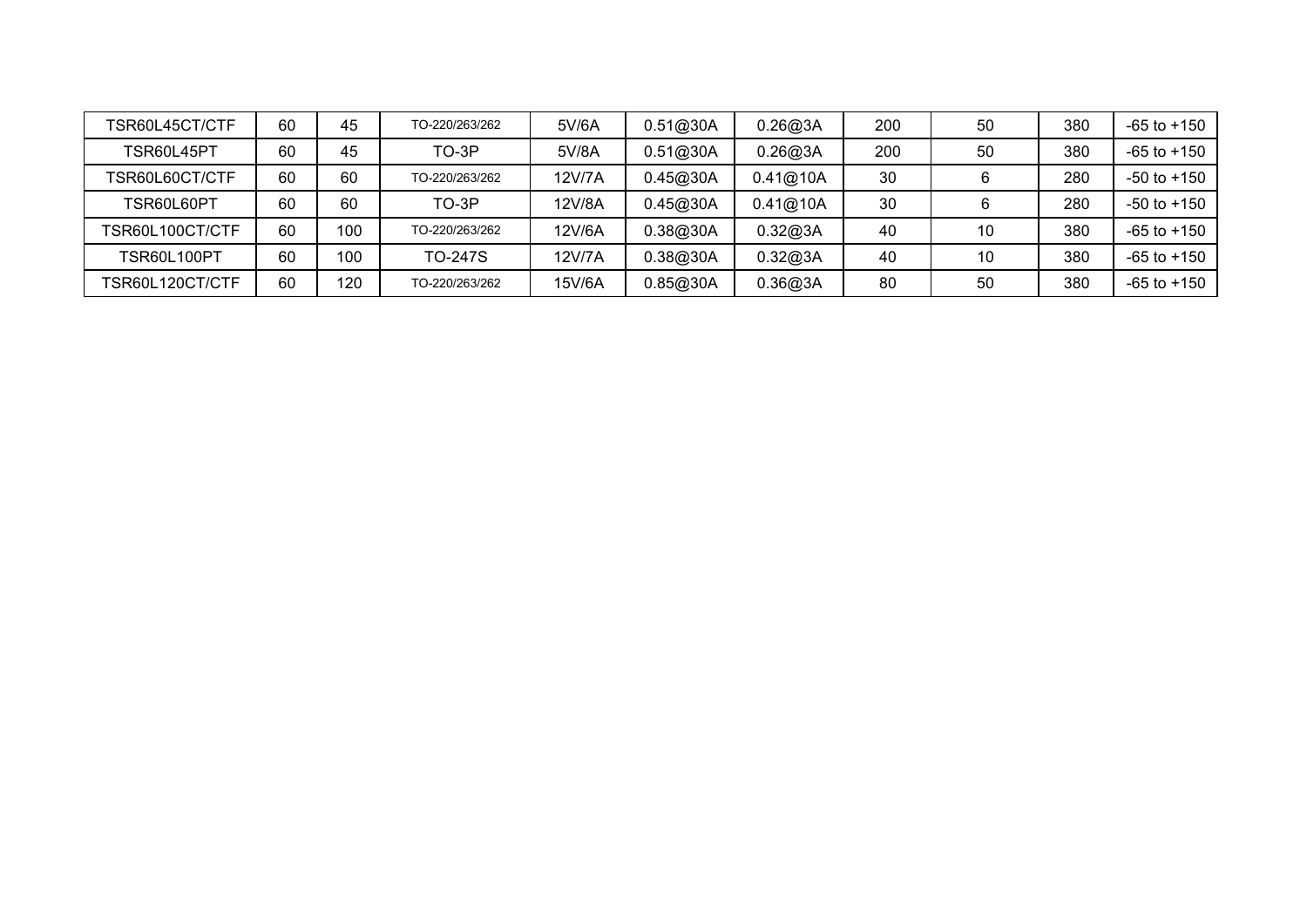| TSR60L45CT/CTF | 60 | 45 | TO-220/263/262 | 5V/6A | 0.51@30A | 0.26@3A | 200 | 50 | 380 | -65 to +150 |
|---|---|---|---|---|---|---|---|---|---|---|
| TSR60L45PT | 60 | 45 | TO-3P | 5V/8A | 0.51@30A | 0.26@3A | 200 | 50 | 380 | -65 to +150 |
| TSR60L60CT/CTF | 60 | 60 | TO-220/263/262 | 12V/7A | 0.45@30A | 0.41@10A | 30 | 6 | 280 | -50 to +150 |
| TSR60L60PT | 60 | 60 | TO-3P | 12V/8A | 0.45@30A | 0.41@10A | 30 | 6 | 280 | -50 to +150 |
| TSR60L100CT/CTF | 60 | 100 | TO-220/263/262 | 12V/6A | 0.38@30A | 0.32@3A | 40 | 10 | 380 | -65 to +150 |
| TSR60L100PT | 60 | 100 | TO-247S | 12V/7A | 0.38@30A | 0.32@3A | 40 | 10 | 380 | -65 to +150 |
| TSR60L120CT/CTF | 60 | 120 | TO-220/263/262 | 15V/6A | 0.85@30A | 0.36@3A | 80 | 50 | 380 | -65 to +150 |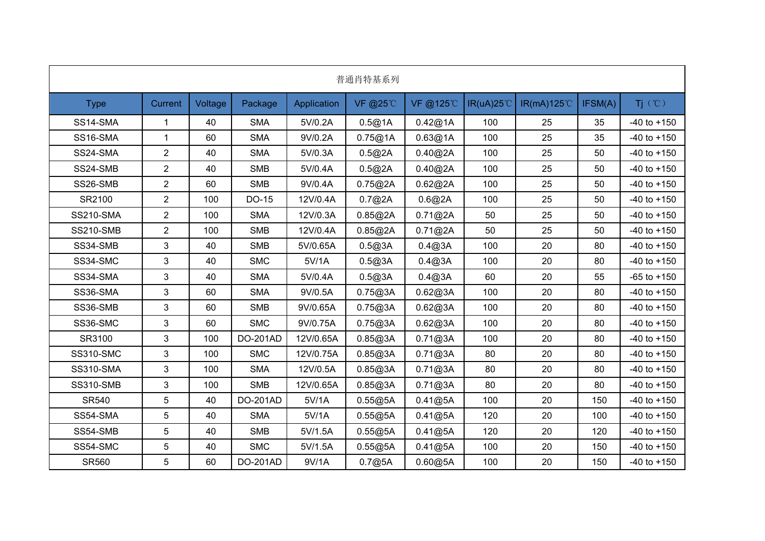| 普通肖特基系列 | | | | | | | | | | |
|---|---|---|---|---|---|---|---|---|---|---|
| Type | Current | Voltage | Package | Application | VF @25℃ | VF @125℃ | IR(uA)25℃ | IR(mA)125℃ | IFSM(A) | Tj（℃） |
| SS14-SMA | 1 | 40 | SMA | 5V/0.2A | 0.5@1A | 0.42@1A | 100 | 25 | 35 | -40 to +150 |
| SS16-SMA | 1 | 60 | SMA | 9V/0.2A | 0.75@1A | 0.63@1A | 100 | 25 | 35 | -40 to +150 |
| SS24-SMA | 2 | 40 | SMA | 5V/0.3A | 0.5@2A | 0.40@2A | 100 | 25 | 50 | -40 to +150 |
| SS24-SMB | 2 | 40 | SMB | 5V/0.4A | 0.5@2A | 0.40@2A | 100 | 25 | 50 | -40 to +150 |
| SS26-SMB | 2 | 60 | SMB | 9V/0.4A | 0.75@2A | 0.62@2A | 100 | 25 | 50 | -40 to +150 |
| SR2100 | 2 | 100 | DO-15 | 12V/0.4A | 0.7@2A | 0.6@2A | 100 | 25 | 50 | -40 to +150 |
| SS210-SMA | 2 | 100 | SMA | 12V/0.3A | 0.85@2A | 0.71@2A | 50 | 25 | 50 | -40 to +150 |
| SS210-SMB | 2 | 100 | SMB | 12V/0.4A | 0.85@2A | 0.71@2A | 50 | 25 | 50 | -40 to +150 |
| SS34-SMB | 3 | 40 | SMB | 5V/0.65A | 0.5@3A | 0.4@3A | 100 | 20 | 80 | -40 to +150 |
| SS34-SMC | 3 | 40 | SMC | 5V/1A | 0.5@3A | 0.4@3A | 100 | 20 | 80 | -40 to +150 |
| SS34-SMA | 3 | 40 | SMA | 5V/0.4A | 0.5@3A | 0.4@3A | 60 | 20 | 55 | -65 to +150 |
| SS36-SMA | 3 | 60 | SMA | 9V/0.5A | 0.75@3A | 0.62@3A | 100 | 20 | 80 | -40 to +150 |
| SS36-SMB | 3 | 60 | SMB | 9V/0.65A | 0.75@3A | 0.62@3A | 100 | 20 | 80 | -40 to +150 |
| SS36-SMC | 3 | 60 | SMC | 9V/0.75A | 0.75@3A | 0.62@3A | 100 | 20 | 80 | -40 to +150 |
| SR3100 | 3 | 100 | DO-201AD | 12V/0.65A | 0.85@3A | 0.71@3A | 100 | 20 | 80 | -40 to +150 |
| SS310-SMC | 3 | 100 | SMC | 12V/0.75A | 0.85@3A | 0.71@3A | 80 | 20 | 80 | -40 to +150 |
| SS310-SMA | 3 | 100 | SMA | 12V/0.5A | 0.85@3A | 0.71@3A | 80 | 20 | 80 | -40 to +150 |
| SS310-SMB | 3 | 100 | SMB | 12V/0.65A | 0.85@3A | 0.71@3A | 80 | 20 | 80 | -40 to +150 |
| SR540 | 5 | 40 | DO-201AD | 5V/1A | 0.55@5A | 0.41@5A | 100 | 20 | 150 | -40 to +150 |
| SS54-SMA | 5 | 40 | SMA | 5V/1A | 0.55@5A | 0.41@5A | 120 | 20 | 100 | -40 to +150 |
| SS54-SMB | 5 | 40 | SMB | 5V/1.5A | 0.55@5A | 0.41@5A | 120 | 20 | 120 | -40 to +150 |
| SS54-SMC | 5 | 40 | SMC | 5V/1.5A | 0.55@5A | 0.41@5A | 100 | 20 | 150 | -40 to +150 |
| SR560 | 5 | 60 | DO-201AD | 9V/1A | 0.7@5A | 0.60@5A | 100 | 20 | 150 | -40 to +150 |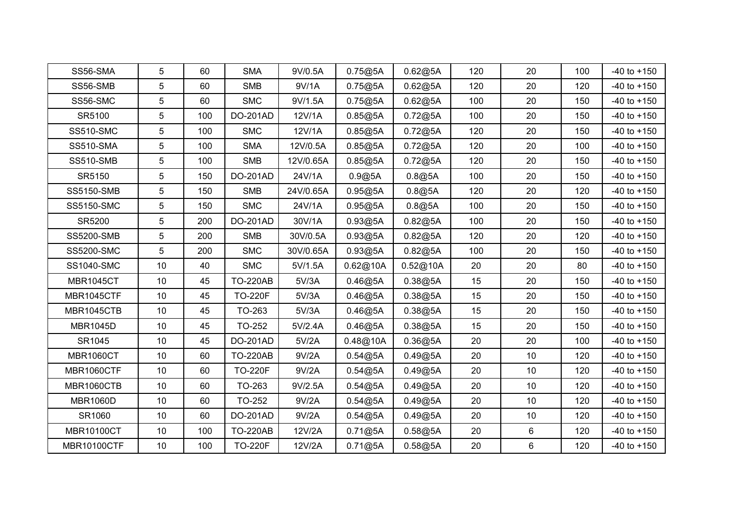| SS56-SMA | 5 | 60 | SMA | 9V/0.5A | 0.75@5A | 0.62@5A | 120 | 20 | 100 | -40 to +150 |
|---|---|---|---|---|---|---|---|---|---|---|
| SS56-SMB | 5 | 60 | SMB | 9V/1A | 0.75@5A | 0.62@5A | 120 | 20 | 120 | -40 to +150 |
| SS56-SMC | 5 | 60 | SMC | 9V/1.5A | 0.75@5A | 0.62@5A | 100 | 20 | 150 | -40 to +150 |
| SR5100 | 5 | 100 | DO-201AD | 12V/1A | 0.85@5A | 0.72@5A | 100 | 20 | 150 | -40 to +150 |
| SS510-SMC | 5 | 100 | SMC | 12V/1A | 0.85@5A | 0.72@5A | 120 | 20 | 150 | -40 to +150 |
| SS510-SMA | 5 | 100 | SMA | 12V/0.5A | 0.85@5A | 0.72@5A | 120 | 20 | 100 | -40 to +150 |
| SS510-SMB | 5 | 100 | SMB | 12V/0.65A | 0.85@5A | 0.72@5A | 120 | 20 | 150 | -40 to +150 |
| SR5150 | 5 | 150 | DO-201AD | 24V/1A | 0.9@5A | 0.8@5A | 100 | 20 | 150 | -40 to +150 |
| SS5150-SMB | 5 | 150 | SMB | 24V/0.65A | 0.95@5A | 0.8@5A | 120 | 20 | 120 | -40 to +150 |
| SS5150-SMC | 5 | 150 | SMC | 24V/1A | 0.95@5A | 0.8@5A | 100 | 20 | 150 | -40 to +150 |
| SR5200 | 5 | 200 | DO-201AD | 30V/1A | 0.93@5A | 0.82@5A | 100 | 20 | 150 | -40 to +150 |
| SS5200-SMB | 5 | 200 | SMB | 30V/0.5A | 0.93@5A | 0.82@5A | 120 | 20 | 120 | -40 to +150 |
| SS5200-SMC | 5 | 200 | SMC | 30V/0.65A | 0.93@5A | 0.82@5A | 100 | 20 | 150 | -40 to +150 |
| SS1040-SMC | 10 | 40 | SMC | 5V/1.5A | 0.62@10A | 0.52@10A | 20 | 20 | 80 | -40 to +150 |
| MBR1045CT | 10 | 45 | TO-220AB | 5V/3A | 0.46@5A | 0.38@5A | 15 | 20 | 150 | -40 to +150 |
| MBR1045CTF | 10 | 45 | TO-220F | 5V/3A | 0.46@5A | 0.38@5A | 15 | 20 | 150 | -40 to +150 |
| MBR1045CTB | 10 | 45 | TO-263 | 5V/3A | 0.46@5A | 0.38@5A | 15 | 20 | 150 | -40 to +150 |
| MBR1045D | 10 | 45 | TO-252 | 5V/2.4A | 0.46@5A | 0.38@5A | 15 | 20 | 150 | -40 to +150 |
| SR1045 | 10 | 45 | DO-201AD | 5V/2A | 0.48@10A | 0.36@5A | 20 | 20 | 100 | -40 to +150 |
| MBR1060CT | 10 | 60 | TO-220AB | 9V/2A | 0.54@5A | 0.49@5A | 20 | 10 | 120 | -40 to +150 |
| MBR1060CTF | 10 | 60 | TO-220F | 9V/2A | 0.54@5A | 0.49@5A | 20 | 10 | 120 | -40 to +150 |
| MBR1060CTB | 10 | 60 | TO-263 | 9V/2.5A | 0.54@5A | 0.49@5A | 20 | 10 | 120 | -40 to +150 |
| MBR1060D | 10 | 60 | TO-252 | 9V/2A | 0.54@5A | 0.49@5A | 20 | 10 | 120 | -40 to +150 |
| SR1060 | 10 | 60 | DO-201AD | 9V/2A | 0.54@5A | 0.49@5A | 20 | 10 | 120 | -40 to +150 |
| MBR10100CT | 10 | 100 | TO-220AB | 12V/2A | 0.71@5A | 0.58@5A | 20 | 6 | 120 | -40 to +150 |
| MBR10100CTF | 10 | 100 | TO-220F | 12V/2A | 0.71@5A | 0.58@5A | 20 | 6 | 120 | -40 to +150 |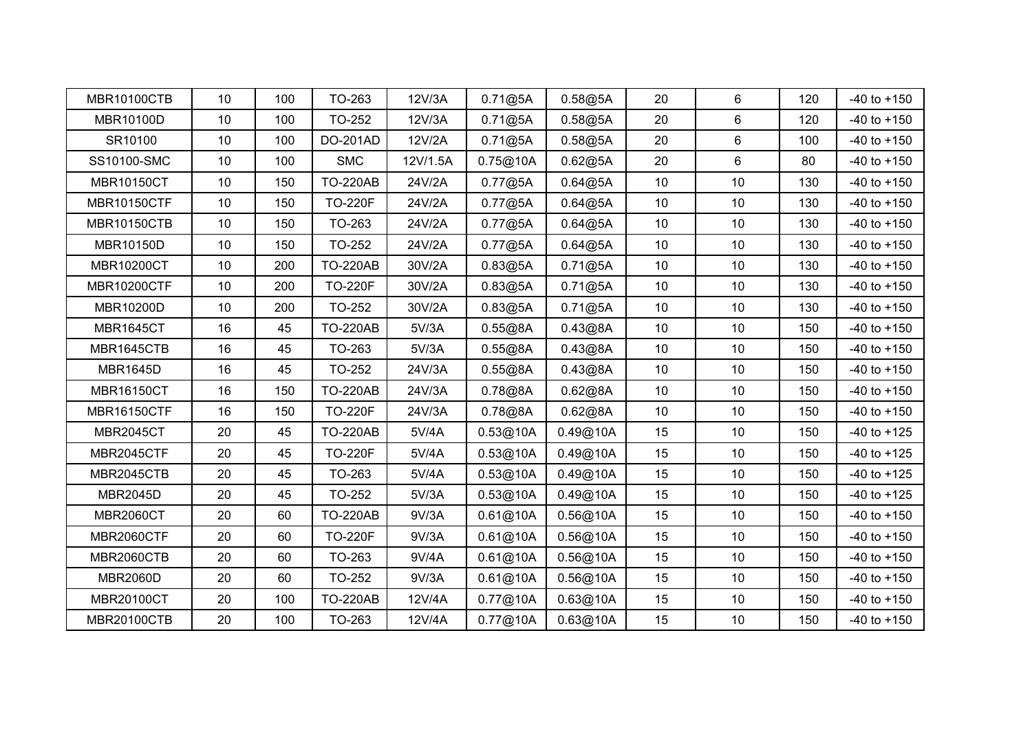| MBR10100CTB | 10 | 100 | TO-263 | 12V/3A | 0.71@5A | 0.58@5A | 20 | 6 | 120 | -40 to +150 |
|---|---|---|---|---|---|---|---|---|---|---|
| MBR10100D | 10 | 100 | TO-252 | 12V/3A | 0.71@5A | 0.58@5A | 20 | 6 | 120 | -40 to +150 |
| SR10100 | 10 | 100 | DO-201AD | 12V/2A | 0.71@5A | 0.58@5A | 20 | 6 | 100 | -40 to +150 |
| SS10100-SMC | 10 | 100 | SMC | 12V/1.5A | 0.75@10A | 0.62@5A | 20 | 6 | 80 | -40 to +150 |
| MBR10150CT | 10 | 150 | TO-220AB | 24V/2A | 0.77@5A | 0.64@5A | 10 | 10 | 130 | -40 to +150 |
| MBR10150CTF | 10 | 150 | TO-220F | 24V/2A | 0.77@5A | 0.64@5A | 10 | 10 | 130 | -40 to +150 |
| MBR10150CTB | 10 | 150 | TO-263 | 24V/2A | 0.77@5A | 0.64@5A | 10 | 10 | 130 | -40 to +150 |
| MBR10150D | 10 | 150 | TO-252 | 24V/2A | 0.77@5A | 0.64@5A | 10 | 10 | 130 | -40 to +150 |
| MBR10200CT | 10 | 200 | TO-220AB | 30V/2A | 0.83@5A | 0.71@5A | 10 | 10 | 130 | -40 to +150 |
| MBR10200CTF | 10 | 200 | TO-220F | 30V/2A | 0.83@5A | 0.71@5A | 10 | 10 | 130 | -40 to +150 |
| MBR10200D | 10 | 200 | TO-252 | 30V/2A | 0.83@5A | 0.71@5A | 10 | 10 | 130 | -40 to +150 |
| MBR1645CT | 16 | 45 | TO-220AB | 5V/3A | 0.55@8A | 0.43@8A | 10 | 10 | 150 | -40 to +150 |
| MBR1645CTB | 16 | 45 | TO-263 | 5V/3A | 0.55@8A | 0.43@8A | 10 | 10 | 150 | -40 to +150 |
| MBR1645D | 16 | 45 | TO-252 | 24V/3A | 0.55@8A | 0.43@8A | 10 | 10 | 150 | -40 to +150 |
| MBR16150CT | 16 | 150 | TO-220AB | 24V/3A | 0.78@8A | 0.62@8A | 10 | 10 | 150 | -40 to +150 |
| MBR16150CTF | 16 | 150 | TO-220F | 24V/3A | 0.78@8A | 0.62@8A | 10 | 10 | 150 | -40 to +150 |
| MBR2045CT | 20 | 45 | TO-220AB | 5V/4A | 0.53@10A | 0.49@10A | 15 | 10 | 150 | -40 to +125 |
| MBR2045CTF | 20 | 45 | TO-220F | 5V/4A | 0.53@10A | 0.49@10A | 15 | 10 | 150 | -40 to +125 |
| MBR2045CTB | 20 | 45 | TO-263 | 5V/4A | 0.53@10A | 0.49@10A | 15 | 10 | 150 | -40 to +125 |
| MBR2045D | 20 | 45 | TO-252 | 5V/3A | 0.53@10A | 0.49@10A | 15 | 10 | 150 | -40 to +125 |
| MBR2060CT | 20 | 60 | TO-220AB | 9V/3A | 0.61@10A | 0.56@10A | 15 | 10 | 150 | -40 to +150 |
| MBR2060CTF | 20 | 60 | TO-220F | 9V/3A | 0.61@10A | 0.56@10A | 15 | 10 | 150 | -40 to +150 |
| MBR2060CTB | 20 | 60 | TO-263 | 9V/4A | 0.61@10A | 0.56@10A | 15 | 10 | 150 | -40 to +150 |
| MBR2060D | 20 | 60 | TO-252 | 9V/3A | 0.61@10A | 0.56@10A | 15 | 10 | 150 | -40 to +150 |
| MBR20100CT | 20 | 100 | TO-220AB | 12V/4A | 0.77@10A | 0.63@10A | 15 | 10 | 150 | -40 to +150 |
| MBR20100CTB | 20 | 100 | TO-263 | 12V/4A | 0.77@10A | 0.63@10A | 15 | 10 | 150 | -40 to +150 |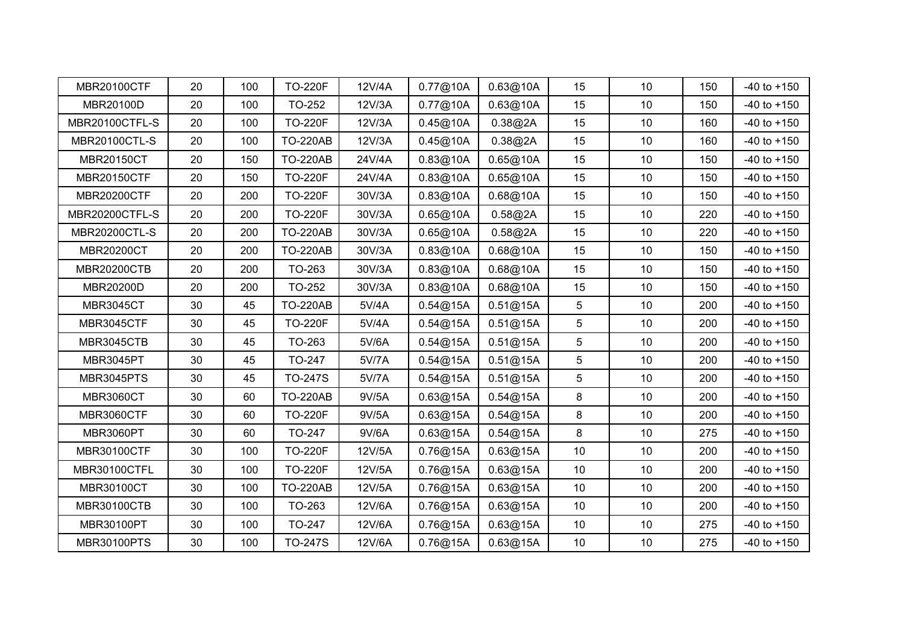| MBR20100CTF | 20 | 100 | TO-220F | 12V/4A | 0.77@10A | 0.63@10A | 15 | 10 | 150 | -40 to +150 |
|---|---|---|---|---|---|---|---|---|---|---|
| MBR20100D | 20 | 100 | TO-252 | 12V/3A | 0.77@10A | 0.63@10A | 15 | 10 | 150 | -40 to +150 |
| MBR20100CTFL-S | 20 | 100 | TO-220F | 12V/3A | 0.45@10A | 0.38@2A | 15 | 10 | 160 | -40 to +150 |
| MBR20100CTL-S | 20 | 100 | TO-220AB | 12V/3A | 0.45@10A | 0.38@2A | 15 | 10 | 160 | -40 to +150 |
| MBR20150CT | 20 | 150 | TO-220AB | 24V/4A | 0.83@10A | 0.65@10A | 15 | 10 | 150 | -40 to +150 |
| MBR20150CTF | 20 | 150 | TO-220F | 24V/4A | 0.83@10A | 0.65@10A | 15 | 10 | 150 | -40 to +150 |
| MBR20200CTF | 20 | 200 | TO-220F | 30V/3A | 0.83@10A | 0.68@10A | 15 | 10 | 150 | -40 to +150 |
| MBR20200CTFL-S | 20 | 200 | TO-220F | 30V/3A | 0.65@10A | 0.58@2A | 15 | 10 | 220 | -40 to +150 |
| MBR20200CTL-S | 20 | 200 | TO-220AB | 30V/3A | 0.65@10A | 0.58@2A | 15 | 10 | 220 | -40 to +150 |
| MBR20200CT | 20 | 200 | TO-220AB | 30V/3A | 0.83@10A | 0.68@10A | 15 | 10 | 150 | -40 to +150 |
| MBR20200CTB | 20 | 200 | TO-263 | 30V/3A | 0.83@10A | 0.68@10A | 15 | 10 | 150 | -40 to +150 |
| MBR20200D | 20 | 200 | TO-252 | 30V/3A | 0.83@10A | 0.68@10A | 15 | 10 | 150 | -40 to +150 |
| MBR3045CT | 30 | 45 | TO-220AB | 5V/4A | 0.54@15A | 0.51@15A | 5 | 10 | 200 | -40 to +150 |
| MBR3045CTF | 30 | 45 | TO-220F | 5V/4A | 0.54@15A | 0.51@15A | 5 | 10 | 200 | -40 to +150 |
| MBR3045CTB | 30 | 45 | TO-263 | 5V/6A | 0.54@15A | 0.51@15A | 5 | 10 | 200 | -40 to +150 |
| MBR3045PT | 30 | 45 | TO-247 | 5V/7A | 0.54@15A | 0.51@15A | 5 | 10 | 200 | -40 to +150 |
| MBR3045PTS | 30 | 45 | TO-247S | 5V/7A | 0.54@15A | 0.51@15A | 5 | 10 | 200 | -40 to +150 |
| MBR3060CT | 30 | 60 | TO-220AB | 9V/5A | 0.63@15A | 0.54@15A | 8 | 10 | 200 | -40 to +150 |
| MBR3060CTF | 30 | 60 | TO-220F | 9V/5A | 0.63@15A | 0.54@15A | 8 | 10 | 200 | -40 to +150 |
| MBR3060PT | 30 | 60 | TO-247 | 9V/6A | 0.63@15A | 0.54@15A | 8 | 10 | 275 | -40 to +150 |
| MBR30100CTF | 30 | 100 | TO-220F | 12V/5A | 0.76@15A | 0.63@15A | 10 | 10 | 200 | -40 to +150 |
| MBR30100CTFL | 30 | 100 | TO-220F | 12V/5A | 0.76@15A | 0.63@15A | 10 | 10 | 200 | -40 to +150 |
| MBR30100CT | 30 | 100 | TO-220AB | 12V/5A | 0.76@15A | 0.63@15A | 10 | 10 | 200 | -40 to +150 |
| MBR30100CTB | 30 | 100 | TO-263 | 12V/6A | 0.76@15A | 0.63@15A | 10 | 10 | 200 | -40 to +150 |
| MBR30100PT | 30 | 100 | TO-247 | 12V/6A | 0.76@15A | 0.63@15A | 10 | 10 | 275 | -40 to +150 |
| MBR30100PTS | 30 | 100 | TO-247S | 12V/6A | 0.76@15A | 0.63@15A | 10 | 10 | 275 | -40 to +150 |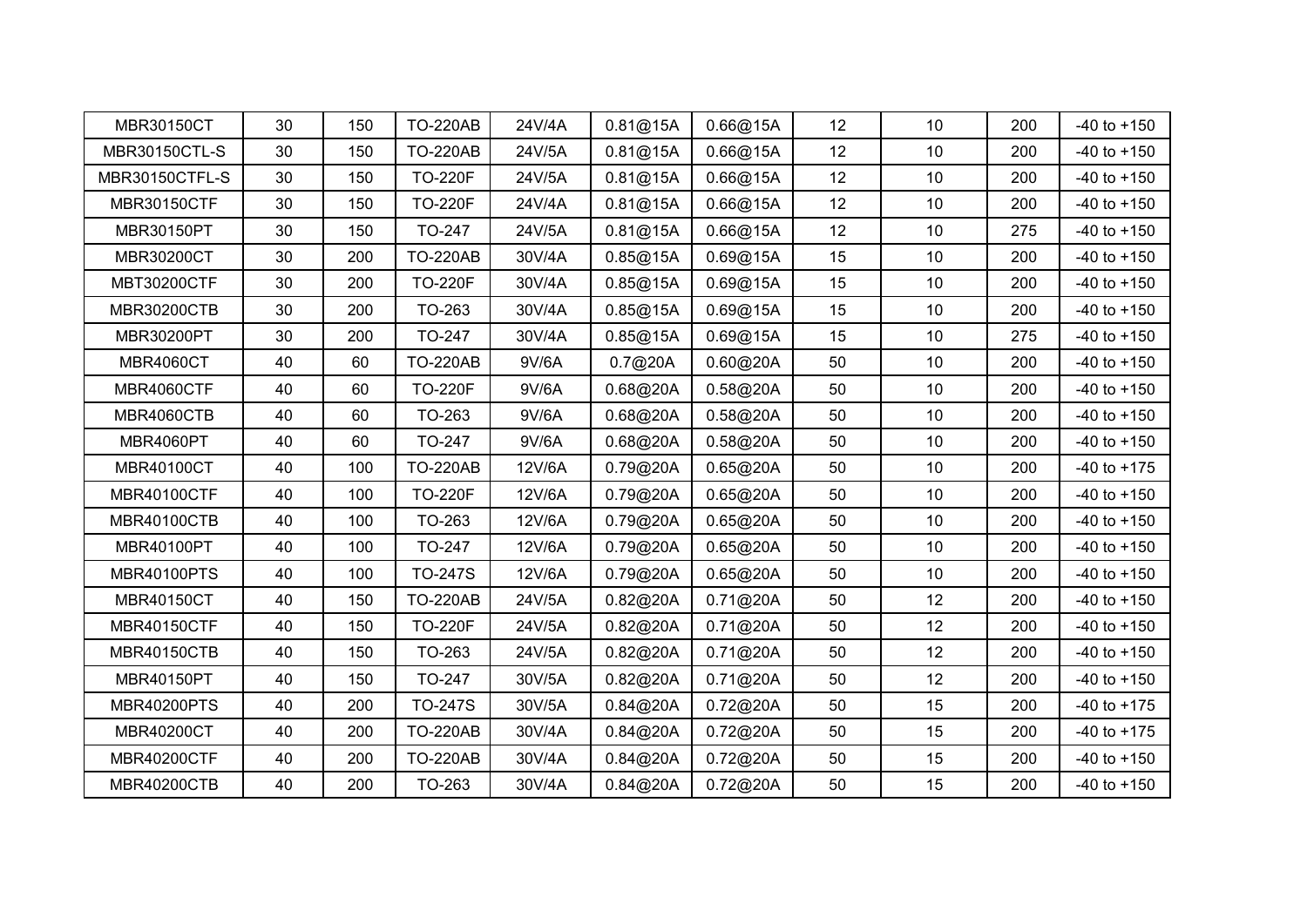| MBR30150CT | 30 | 150 | TO-220AB | 24V/4A | 0.81@15A | 0.66@15A | 12 | 10 | 200 | -40 to +150 |
|---|---|---|---|---|---|---|---|---|---|---|
| MBR30150CTL-S | 30 | 150 | TO-220AB | 24V/5A | 0.81@15A | 0.66@15A | 12 | 10 | 200 | -40 to +150 |
| MBR30150CTFL-S | 30 | 150 | TO-220F | 24V/5A | 0.81@15A | 0.66@15A | 12 | 10 | 200 | -40 to +150 |
| MBR30150CTF | 30 | 150 | TO-220F | 24V/4A | 0.81@15A | 0.66@15A | 12 | 10 | 200 | -40 to +150 |
| MBR30150PT | 30 | 150 | TO-247 | 24V/5A | 0.81@15A | 0.66@15A | 12 | 10 | 275 | -40 to +150 |
| MBR30200CT | 30 | 200 | TO-220AB | 30V/4A | 0.85@15A | 0.69@15A | 15 | 10 | 200 | -40 to +150 |
| MBT30200CTF | 30 | 200 | TO-220F | 30V/4A | 0.85@15A | 0.69@15A | 15 | 10 | 200 | -40 to +150 |
| MBR30200CTB | 30 | 200 | TO-263 | 30V/4A | 0.85@15A | 0.69@15A | 15 | 10 | 200 | -40 to +150 |
| MBR30200PT | 30 | 200 | TO-247 | 30V/4A | 0.85@15A | 0.69@15A | 15 | 10 | 275 | -40 to +150 |
| MBR4060CT | 40 | 60 | TO-220AB | 9V/6A | 0.7@20A | 0.60@20A | 50 | 10 | 200 | -40 to +150 |
| MBR4060CTF | 40 | 60 | TO-220F | 9V/6A | 0.68@20A | 0.58@20A | 50 | 10 | 200 | -40 to +150 |
| MBR4060CTB | 40 | 60 | TO-263 | 9V/6A | 0.68@20A | 0.58@20A | 50 | 10 | 200 | -40 to +150 |
| MBR4060PT | 40 | 60 | TO-247 | 9V/6A | 0.68@20A | 0.58@20A | 50 | 10 | 200 | -40 to +150 |
| MBR40100CT | 40 | 100 | TO-220AB | 12V/6A | 0.79@20A | 0.65@20A | 50 | 10 | 200 | -40 to +175 |
| MBR40100CTF | 40 | 100 | TO-220F | 12V/6A | 0.79@20A | 0.65@20A | 50 | 10 | 200 | -40 to +150 |
| MBR40100CTB | 40 | 100 | TO-263 | 12V/6A | 0.79@20A | 0.65@20A | 50 | 10 | 200 | -40 to +150 |
| MBR40100PT | 40 | 100 | TO-247 | 12V/6A | 0.79@20A | 0.65@20A | 50 | 10 | 200 | -40 to +150 |
| MBR40100PTS | 40 | 100 | TO-247S | 12V/6A | 0.79@20A | 0.65@20A | 50 | 10 | 200 | -40 to +150 |
| MBR40150CT | 40 | 150 | TO-220AB | 24V/5A | 0.82@20A | 0.71@20A | 50 | 12 | 200 | -40 to +150 |
| MBR40150CTF | 40 | 150 | TO-220F | 24V/5A | 0.82@20A | 0.71@20A | 50 | 12 | 200 | -40 to +150 |
| MBR40150CTB | 40 | 150 | TO-263 | 24V/5A | 0.82@20A | 0.71@20A | 50 | 12 | 200 | -40 to +150 |
| MBR40150PT | 40 | 150 | TO-247 | 30V/5A | 0.82@20A | 0.71@20A | 50 | 12 | 200 | -40 to +150 |
| MBR40200PTS | 40 | 200 | TO-247S | 30V/5A | 0.84@20A | 0.72@20A | 50 | 15 | 200 | -40 to +175 |
| MBR40200CT | 40 | 200 | TO-220AB | 30V/4A | 0.84@20A | 0.72@20A | 50 | 15 | 200 | -40 to +175 |
| MBR40200CTF | 40 | 200 | TO-220AB | 30V/4A | 0.84@20A | 0.72@20A | 50 | 15 | 200 | -40 to +150 |
| MBR40200CTB | 40 | 200 | TO-263 | 30V/4A | 0.84@20A | 0.72@20A | 50 | 15 | 200 | -40 to +150 |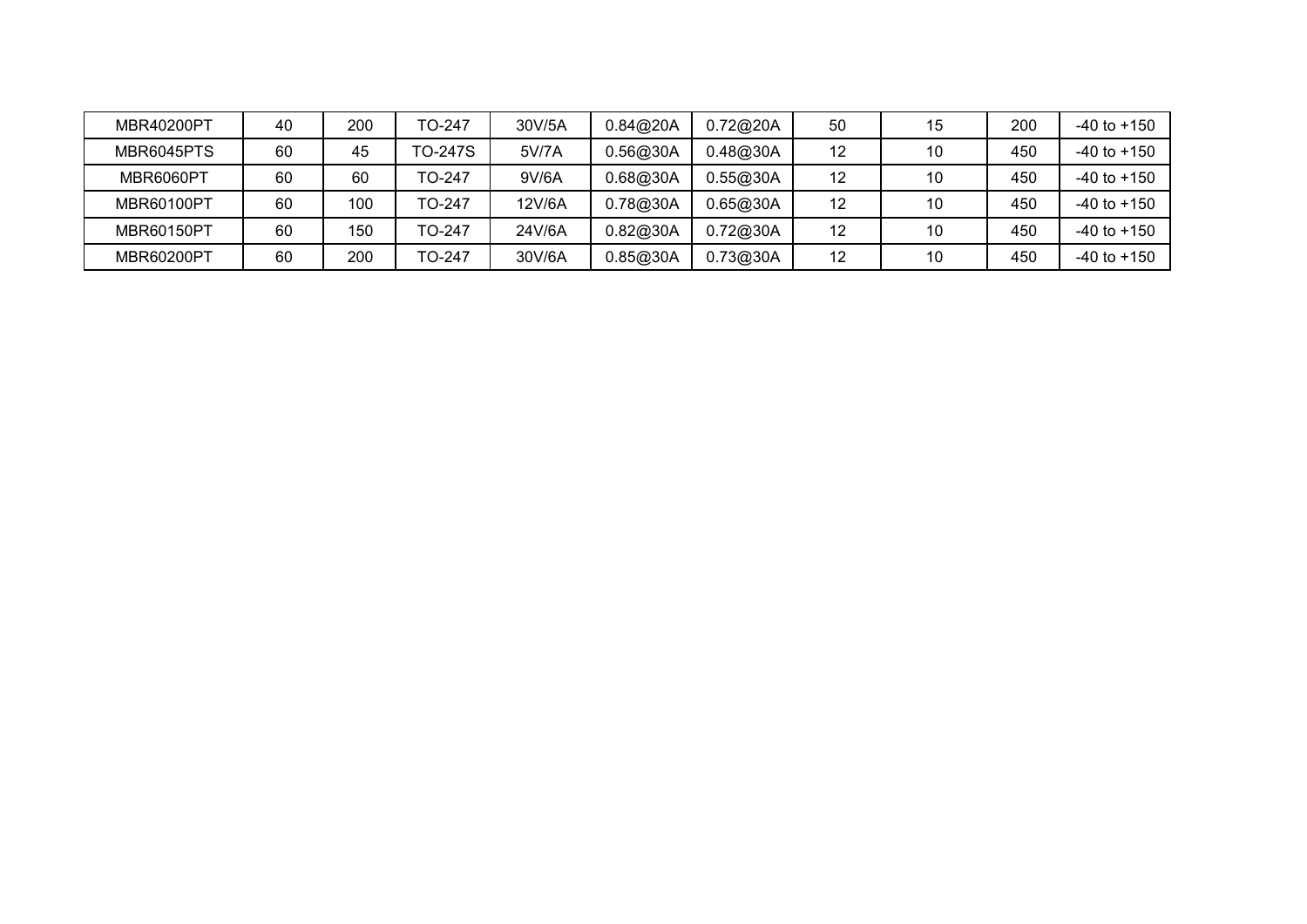| MBR40200PT | 40 | 200 | TO-247 | 30V/5A | 0.84@20A | 0.72@20A | 50 | 15 | 200 | -40 to +150 |
|---|---|---|---|---|---|---|---|---|---|---|
| MBR6045PTS | 60 | 45 | TO-247S | 5V/7A | 0.56@30A | 0.48@30A | 12 | 10 | 450 | -40 to +150 |
| MBR6060PT | 60 | 60 | TO-247 | 9V/6A | 0.68@30A | 0.55@30A | 12 | 10 | 450 | -40 to +150 |
| MBR60100PT | 60 | 100 | TO-247 | 12V/6A | 0.78@30A | 0.65@30A | 12 | 10 | 450 | -40 to +150 |
| MBR60150PT | 60 | 150 | TO-247 | 24V/6A | 0.82@30A | 0.72@30A | 12 | 10 | 450 | -40 to +150 |
| MBR60200PT | 60 | 200 | TO-247 | 30V/6A | 0.85@30A | 0.73@30A | 12 | 10 | 450 | -40 to +150 |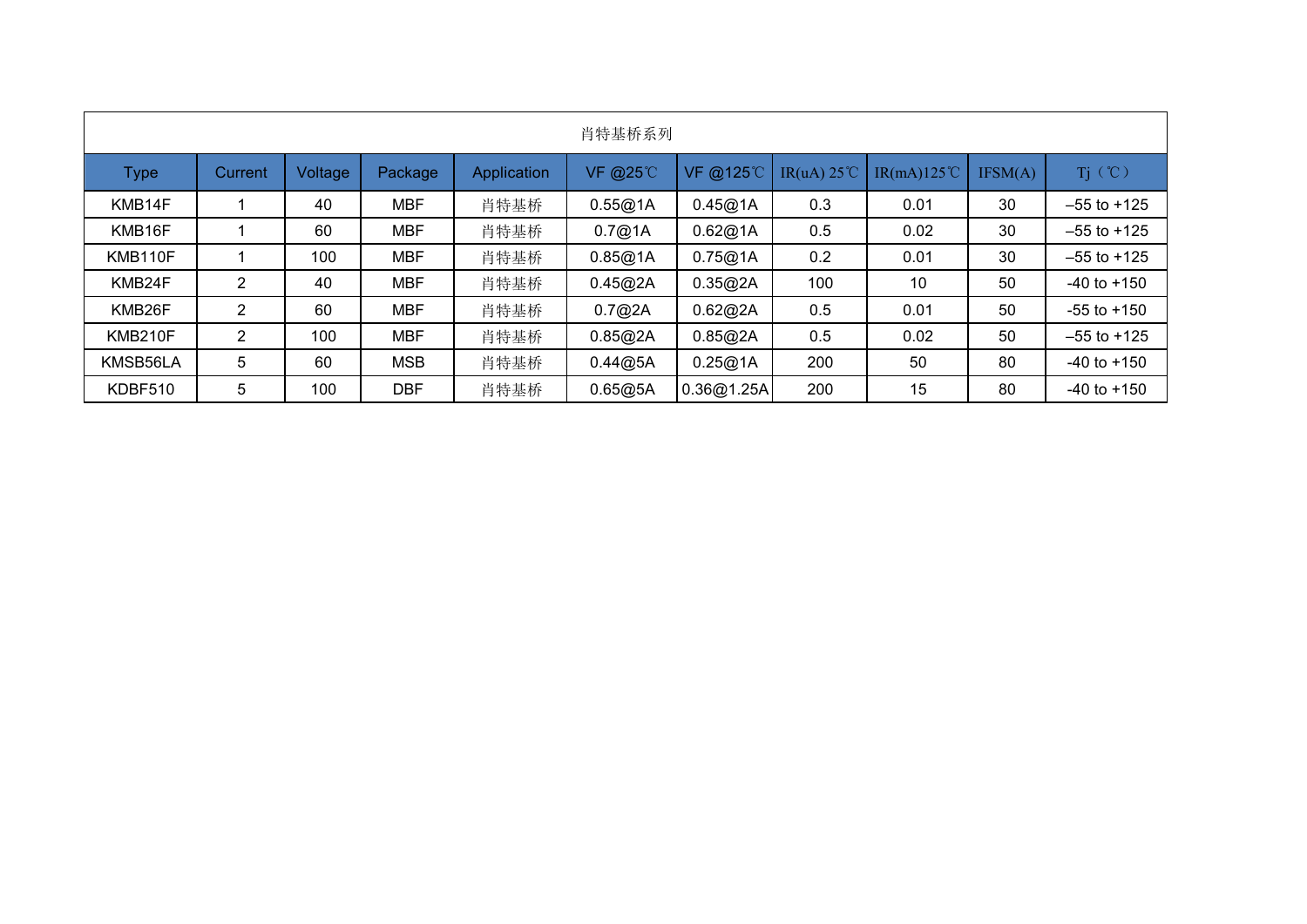## 肖特基桥系列

| Type | Current | Voltage | Package | Application | VF @25℃ | VF @125℃ | IR(uA) 25℃ | IR(mA)125℃ | IFSM(A) | Tj（℃） |
|---|---|---|---|---|---|---|---|---|---|---|
| KMB14F | 1 | 40 | MBF | 肖特基桥 | 0.55@1A | 0.45@1A | 0.3 | 0.01 | 30 | –55 to +125 |
| KMB16F | 1 | 60 | MBF | 肖特基桥 | 0.7@1A | 0.62@1A | 0.5 | 0.02 | 30 | –55 to +125 |
| KMB110F | 1 | 100 | MBF | 肖特基桥 | 0.85@1A | 0.75@1A | 0.2 | 0.01 | 30 | –55 to +125 |
| KMB24F | 2 | 40 | MBF | 肖特基桥 | 0.45@2A | 0.35@2A | 100 | 10 | 50 | -40 to +150 |
| KMB26F | 2 | 60 | MBF | 肖特基桥 | 0.7@2A | 0.62@2A | 0.5 | 0.01 | 50 | -55 to +150 |
| KMB210F | 2 | 100 | MBF | 肖特基桥 | 0.85@2A | 0.85@2A | 0.5 | 0.02 | 50 | –55 to +125 |
| KMSB56LA | 5 | 60 | MSB | 肖特基桥 | 0.44@5A | 0.25@1A | 200 | 50 | 80 | -40 to +150 |
| KDBF510 | 5 | 100 | DBF | 肖特基桥 | 0.65@5A | 0.36@1.25A | 200 | 15 | 80 | -40 to +150 |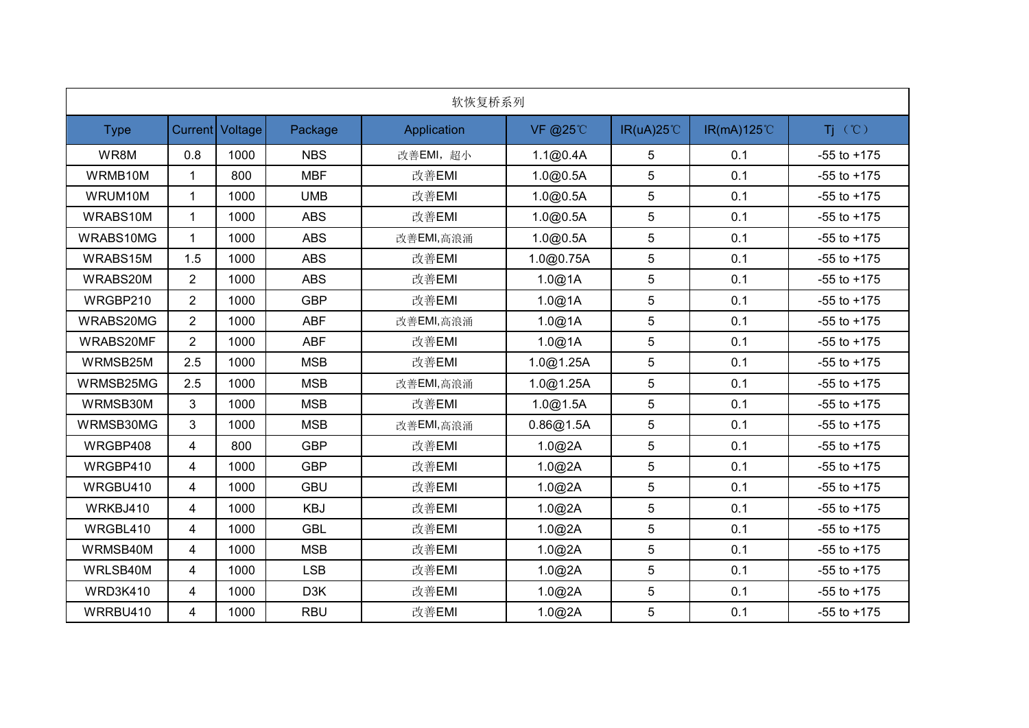| 软恢复桥系列 | | | | | | | | |
|---|---|---|---|---|---|---|---|---|
| Type | Current | Voltage | Package | Application | VF @25℃ | IR(uA)25℃ | IR(mA)125℃ | Tj （℃） |
| WR8M | 0.8 | 1000 | NBS | 改善EMI，超小 | 1.1@0.4A | 5 | 0.1 | -55 to +175 |
| WRMB10M | 1 | 800 | MBF | 改善EMI | 1.0@0.5A | 5 | 0.1 | -55 to +175 |
| WRUM10M | 1 | 1000 | UMB | 改善EMI | 1.0@0.5A | 5 | 0.1 | -55 to +175 |
| WRABS10M | 1 | 1000 | ABS | 改善EMI | 1.0@0.5A | 5 | 0.1 | -55 to +175 |
| WRABS10MG | 1 | 1000 | ABS | 改善EMI,高浪涌 | 1.0@0.5A | 5 | 0.1 | -55 to +175 |
| WRABS15M | 1.5 | 1000 | ABS | 改善EMI | 1.0@0.75A | 5 | 0.1 | -55 to +175 |
| WRABS20M | 2 | 1000 | ABS | 改善EMI | 1.0@1A | 5 | 0.1 | -55 to +175 |
| WRGBP210 | 2 | 1000 | GBP | 改善EMI | 1.0@1A | 5 | 0.1 | -55 to +175 |
| WRABS20MG | 2 | 1000 | ABF | 改善EMI,高浪涌 | 1.0@1A | 5 | 0.1 | -55 to +175 |
| WRABS20MF | 2 | 1000 | ABF | 改善EMI | 1.0@1A | 5 | 0.1 | -55 to +175 |
| WRMSB25M | 2.5 | 1000 | MSB | 改善EMI | 1.0@1.25A | 5 | 0.1 | -55 to +175 |
| WRMSB25MG | 2.5 | 1000 | MSB | 改善EMI,高浪涌 | 1.0@1.25A | 5 | 0.1 | -55 to +175 |
| WRMSB30M | 3 | 1000 | MSB | 改善EMI | 1.0@1.5A | 5 | 0.1 | -55 to +175 |
| WRMSB30MG | 3 | 1000 | MSB | 改善EMI,高浪涌 | 0.86@1.5A | 5 | 0.1 | -55 to +175 |
| WRGBP408 | 4 | 800 | GBP | 改善EMI | 1.0@2A | 5 | 0.1 | -55 to +175 |
| WRGBP410 | 4 | 1000 | GBP | 改善EMI | 1.0@2A | 5 | 0.1 | -55 to +175 |
| WRGBU410 | 4 | 1000 | GBU | 改善EMI | 1.0@2A | 5 | 0.1 | -55 to +175 |
| WRKBJ410 | 4 | 1000 | KBJ | 改善EMI | 1.0@2A | 5 | 0.1 | -55 to +175 |
| WRGBL410 | 4 | 1000 | GBL | 改善EMI | 1.0@2A | 5 | 0.1 | -55 to +175 |
| WRMSB40M | 4 | 1000 | MSB | 改善EMI | 1.0@2A | 5 | 0.1 | -55 to +175 |
| WRLSB40M | 4 | 1000 | LSB | 改善EMI | 1.0@2A | 5 | 0.1 | -55 to +175 |
| WRD3K410 | 4 | 1000 | D3K | 改善EMI | 1.0@2A | 5 | 0.1 | -55 to +175 |
| WRRBU410 | 4 | 1000 | RBU | 改善EMI | 1.0@2A | 5 | 0.1 | -55 to +175 |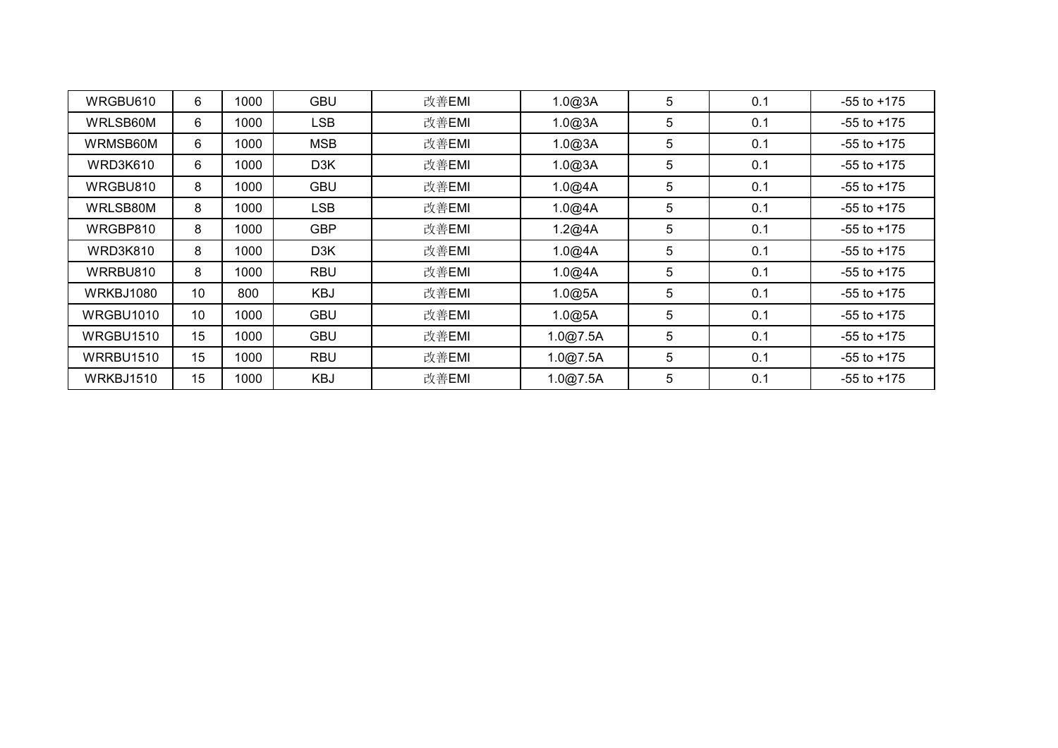| WRGBU610 | 6 | 1000 | GBU | 改善EMI | 1.0@3A | 5 | 0.1 | -55 to +175 |
|---|---|---|---|---|---|---|---|---|
| WRLSB60M | 6 | 1000 | LSB | 改善EMI | 1.0@3A | 5 | 0.1 | -55 to +175 |
| WRMSB60M | 6 | 1000 | MSB | 改善EMI | 1.0@3A | 5 | 0.1 | -55 to +175 |
| WRD3K610 | 6 | 1000 | D3K | 改善EMI | 1.0@3A | 5 | 0.1 | -55 to +175 |
| WRGBU810 | 8 | 1000 | GBU | 改善EMI | 1.0@4A | 5 | 0.1 | -55 to +175 |
| WRLSB80M | 8 | 1000 | LSB | 改善EMI | 1.0@4A | 5 | 0.1 | -55 to +175 |
| WRGBP810 | 8 | 1000 | GBP | 改善EMI | 1.2@4A | 5 | 0.1 | -55 to +175 |
| WRD3K810 | 8 | 1000 | D3K | 改善EMI | 1.0@4A | 5 | 0.1 | -55 to +175 |
| WRRBU810 | 8 | 1000 | RBU | 改善EMI | 1.0@4A | 5 | 0.1 | -55 to +175 |
| WRKBJ1080 | 10 | 800 | KBJ | 改善EMI | 1.0@5A | 5 | 0.1 | -55 to +175 |
| WRGBU1010 | 10 | 1000 | GBU | 改善EMI | 1.0@5A | 5 | 0.1 | -55 to +175 |
| WRGBU1510 | 15 | 1000 | GBU | 改善EMI | 1.0@7.5A | 5 | 0.1 | -55 to +175 |
| WRRBU1510 | 15 | 1000 | RBU | 改善EMI | 1.0@7.5A | 5 | 0.1 | -55 to +175 |
| WRKBJ1510 | 15 | 1000 | KBJ | 改善EMI | 1.0@7.5A | 5 | 0.1 | -55 to +175 |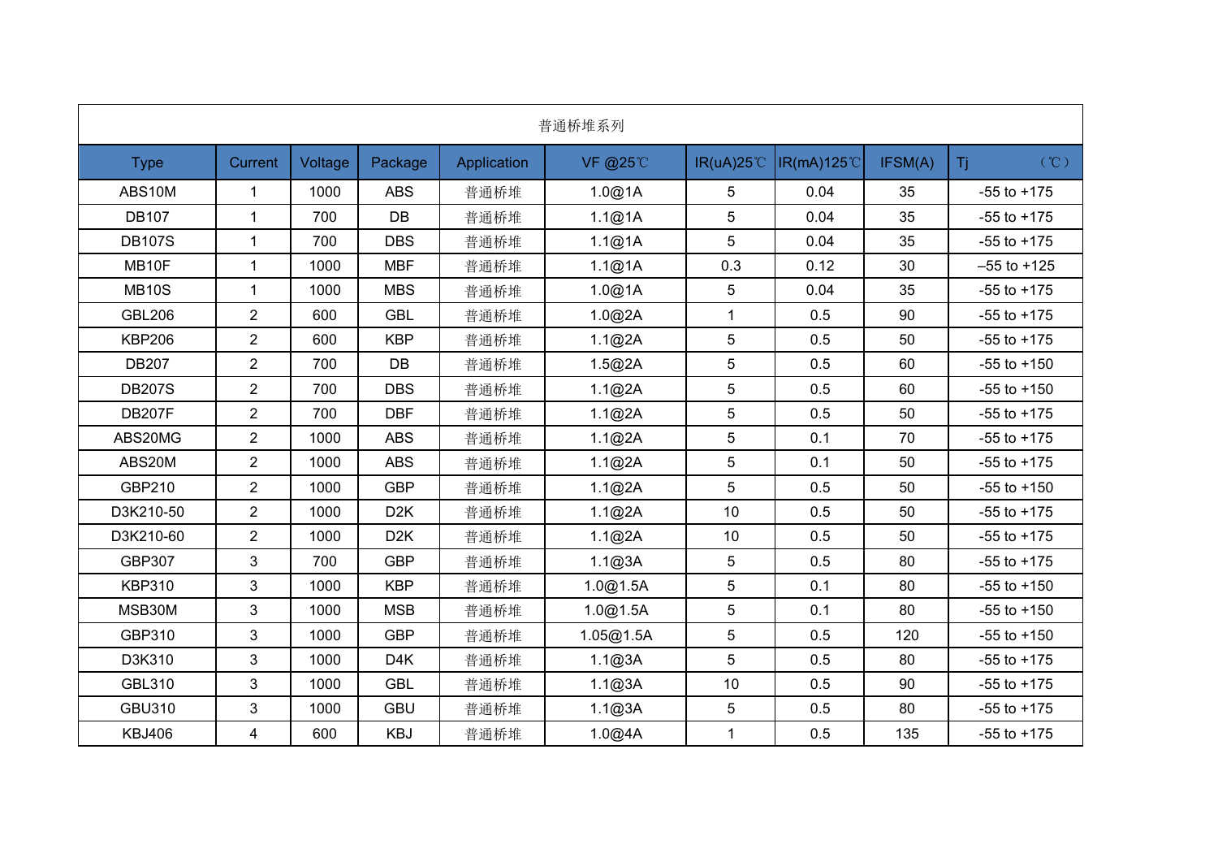| 普通桥堆系列 | | | | | | | | | |
|---|---|---|---|---|---|---|---|---|---|
| Type | Current | Voltage | Package | Application | VF @25℃ | IR(uA)25℃ | IR(mA)125℃ | IFSM(A) | Tj （℃） |
| ABS10M | 1 | 1000 | ABS | 普通桥堆 | 1.0@1A | 5 | 0.04 | 35 | -55 to +175 |
| DB107 | 1 | 700 | DB | 普通桥堆 | 1.1@1A | 5 | 0.04 | 35 | -55 to +175 |
| DB107S | 1 | 700 | DBS | 普通桥堆 | 1.1@1A | 5 | 0.04 | 35 | -55 to +175 |
| MB10F | 1 | 1000 | MBF | 普通桥堆 | 1.1@1A | 0.3 | 0.12 | 30 | –55 to +125 |
| MB10S | 1 | 1000 | MBS | 普通桥堆 | 1.0@1A | 5 | 0.04 | 35 | -55 to +175 |
| GBL206 | 2 | 600 | GBL | 普通桥堆 | 1.0@2A | 1 | 0.5 | 90 | -55 to +175 |
| KBP206 | 2 | 600 | KBP | 普通桥堆 | 1.1@2A | 5 | 0.5 | 50 | -55 to +175 |
| DB207 | 2 | 700 | DB | 普通桥堆 | 1.5@2A | 5 | 0.5 | 60 | -55 to +150 |
| DB207S | 2 | 700 | DBS | 普通桥堆 | 1.1@2A | 5 | 0.5 | 60 | -55 to +150 |
| DB207F | 2 | 700 | DBF | 普通桥堆 | 1.1@2A | 5 | 0.5 | 50 | -55 to +175 |
| ABS20MG | 2 | 1000 | ABS | 普通桥堆 | 1.1@2A | 5 | 0.1 | 70 | -55 to +175 |
| ABS20M | 2 | 1000 | ABS | 普通桥堆 | 1.1@2A | 5 | 0.1 | 50 | -55 to +175 |
| GBP210 | 2 | 1000 | GBP | 普通桥堆 | 1.1@2A | 5 | 0.5 | 50 | -55 to +150 |
| D3K210-50 | 2 | 1000 | D2K | 普通桥堆 | 1.1@2A | 10 | 0.5 | 50 | -55 to +175 |
| D3K210-60 | 2 | 1000 | D2K | 普通桥堆 | 1.1@2A | 10 | 0.5 | 50 | -55 to +175 |
| GBP307 | 3 | 700 | GBP | 普通桥堆 | 1.1@3A | 5 | 0.5 | 80 | -55 to +175 |
| KBP310 | 3 | 1000 | KBP | 普通桥堆 | 1.0@1.5A | 5 | 0.1 | 80 | -55 to +150 |
| MSB30M | 3 | 1000 | MSB | 普通桥堆 | 1.0@1.5A | 5 | 0.1 | 80 | -55 to +150 |
| GBP310 | 3 | 1000 | GBP | 普通桥堆 | 1.05@1.5A | 5 | 0.5 | 120 | -55 to +150 |
| D3K310 | 3 | 1000 | D4K | 普通桥堆 | 1.1@3A | 5 | 0.5 | 80 | -55 to +175 |
| GBL310 | 3 | 1000 | GBL | 普通桥堆 | 1.1@3A | 10 | 0.5 | 90 | -55 to +175 |
| GBU310 | 3 | 1000 | GBU | 普通桥堆 | 1.1@3A | 5 | 0.5 | 80 | -55 to +175 |
| KBJ406 | 4 | 600 | KBJ | 普通桥堆 | 1.0@4A | 1 | 0.5 | 135 | -55 to +175 |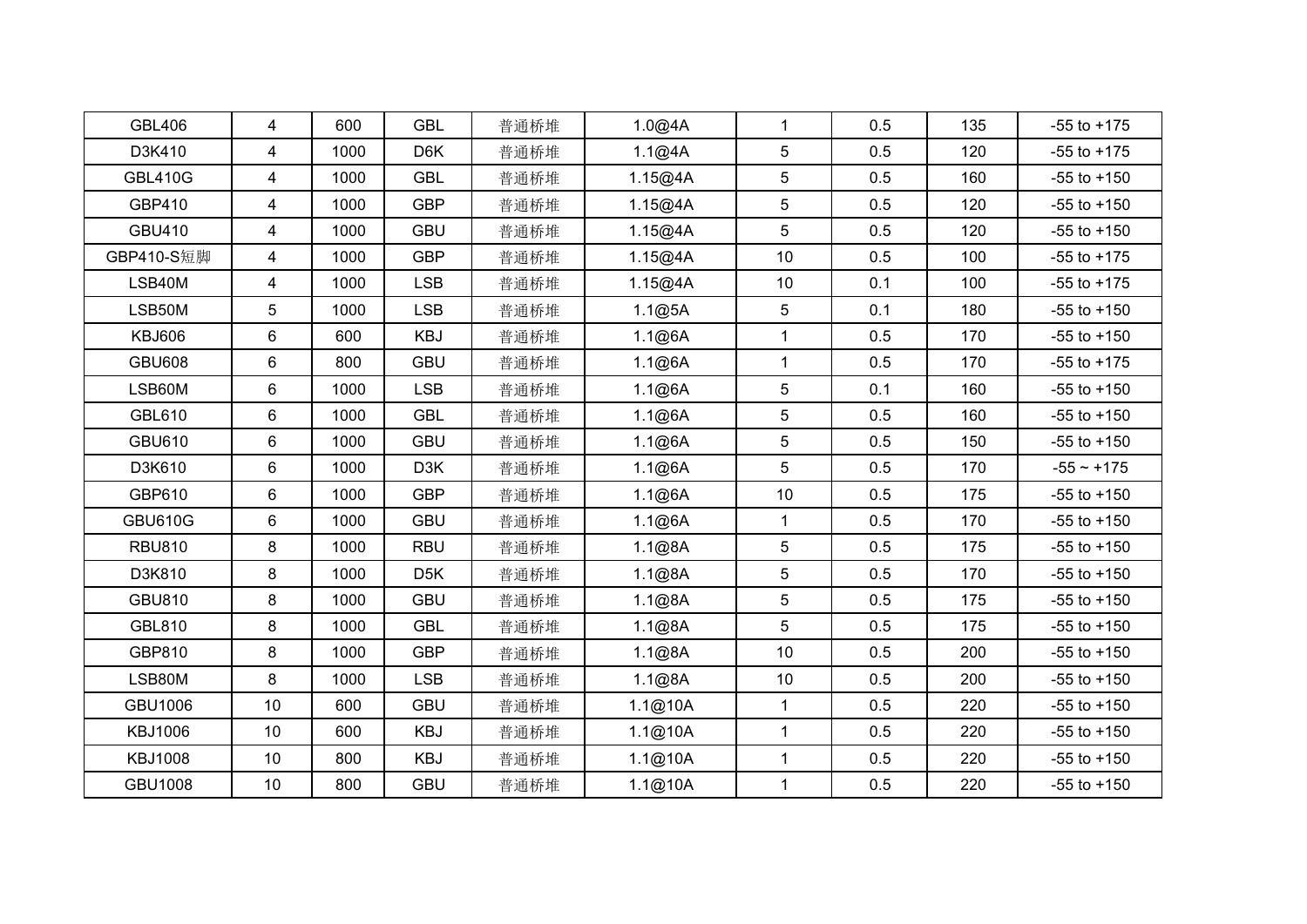| GBL406 | 4 | 600 | GBL | 普通桥堆 | 1.0@4A | 1 | 0.5 | 135 | -55 to +175 |
|---|---|---|---|---|---|---|---|---|---|
| D3K410 | 4 | 1000 | D6K | 普通桥堆 | 1.1@4A | 5 | 0.5 | 120 | -55 to +175 |
| GBL410G | 4 | 1000 | GBL | 普通桥堆 | 1.15@4A | 5 | 0.5 | 160 | -55 to +150 |
| GBP410 | 4 | 1000 | GBP | 普通桥堆 | 1.15@4A | 5 | 0.5 | 120 | -55 to +150 |
| GBU410 | 4 | 1000 | GBU | 普通桥堆 | 1.15@4A | 5 | 0.5 | 120 | -55 to +150 |
| GBP410-S短脚 | 4 | 1000 | GBP | 普通桥堆 | 1.15@4A | 10 | 0.5 | 100 | -55 to +175 |
| LSB40M | 4 | 1000 | LSB | 普通桥堆 | 1.15@4A | 10 | 0.1 | 100 | -55 to +175 |
| LSB50M | 5 | 1000 | LSB | 普通桥堆 | 1.1@5A | 5 | 0.1 | 180 | -55 to +150 |
| KBJ606 | 6 | 600 | KBJ | 普通桥堆 | 1.1@6A | 1 | 0.5 | 170 | -55 to +150 |
| GBU608 | 6 | 800 | GBU | 普通桥堆 | 1.1@6A | 1 | 0.5 | 170 | -55 to +175 |
| LSB60M | 6 | 1000 | LSB | 普通桥堆 | 1.1@6A | 5 | 0.1 | 160 | -55 to +150 |
| GBL610 | 6 | 1000 | GBL | 普通桥堆 | 1.1@6A | 5 | 0.5 | 160 | -55 to +150 |
| GBU610 | 6 | 1000 | GBU | 普通桥堆 | 1.1@6A | 5 | 0.5 | 150 | -55 to +150 |
| D3K610 | 6 | 1000 | D3K | 普通桥堆 | 1.1@6A | 5 | 0.5 | 170 | -55 ~ +175 |
| GBP610 | 6 | 1000 | GBP | 普通桥堆 | 1.1@6A | 10 | 0.5 | 175 | -55 to +150 |
| GBU610G | 6 | 1000 | GBU | 普通桥堆 | 1.1@6A | 1 | 0.5 | 170 | -55 to +150 |
| RBU810 | 8 | 1000 | RBU | 普通桥堆 | 1.1@8A | 5 | 0.5 | 175 | -55 to +150 |
| D3K810 | 8 | 1000 | D5K | 普通桥堆 | 1.1@8A | 5 | 0.5 | 170 | -55 to +150 |
| GBU810 | 8 | 1000 | GBU | 普通桥堆 | 1.1@8A | 5 | 0.5 | 175 | -55 to +150 |
| GBL810 | 8 | 1000 | GBL | 普通桥堆 | 1.1@8A | 5 | 0.5 | 175 | -55 to +150 |
| GBP810 | 8 | 1000 | GBP | 普通桥堆 | 1.1@8A | 10 | 0.5 | 200 | -55 to +150 |
| LSB80M | 8 | 1000 | LSB | 普通桥堆 | 1.1@8A | 10 | 0.5 | 200 | -55 to +150 |
| GBU1006 | 10 | 600 | GBU | 普通桥堆 | 1.1@10A | 1 | 0.5 | 220 | -55 to +150 |
| KBJ1006 | 10 | 600 | KBJ | 普通桥堆 | 1.1@10A | 1 | 0.5 | 220 | -55 to +150 |
| KBJ1008 | 10 | 800 | KBJ | 普通桥堆 | 1.1@10A | 1 | 0.5 | 220 | -55 to +150 |
| GBU1008 | 10 | 800 | GBU | 普通桥堆 | 1.1@10A | 1 | 0.5 | 220 | -55 to +150 |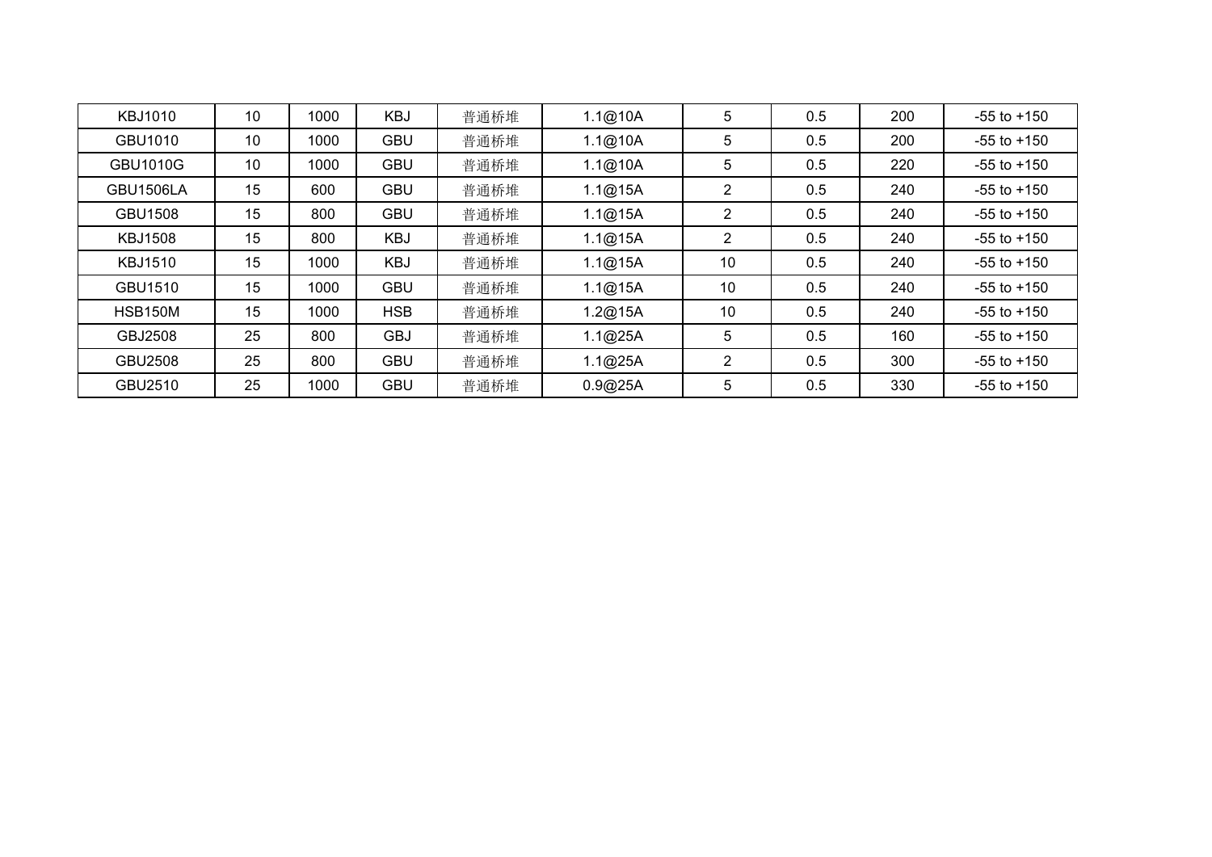| KBJ1010 | 10 | 1000 | KBJ | 普通桥堆 | 1.1@10A | 5 | 0.5 | 200 | -55 to +150 |
|---|---|---|---|---|---|---|---|---|---|
| GBU1010 | 10 | 1000 | GBU | 普通桥堆 | 1.1@10A | 5 | 0.5 | 200 | -55 to +150 |
| GBU1010G | 10 | 1000 | GBU | 普通桥堆 | 1.1@10A | 5 | 0.5 | 220 | -55 to +150 |
| GBU1506LA | 15 | 600 | GBU | 普通桥堆 | 1.1@15A | 2 | 0.5 | 240 | -55 to +150 |
| GBU1508 | 15 | 800 | GBU | 普通桥堆 | 1.1@15A | 2 | 0.5 | 240 | -55 to +150 |
| KBJ1508 | 15 | 800 | KBJ | 普通桥堆 | 1.1@15A | 2 | 0.5 | 240 | -55 to +150 |
| KBJ1510 | 15 | 1000 | KBJ | 普通桥堆 | 1.1@15A | 10 | 0.5 | 240 | -55 to +150 |
| GBU1510 | 15 | 1000 | GBU | 普通桥堆 | 1.1@15A | 10 | 0.5 | 240 | -55 to +150 |
| HSB150M | 15 | 1000 | HSB | 普通桥堆 | 1.2@15A | 10 | 0.5 | 240 | -55 to +150 |
| GBJ2508 | 25 | 800 | GBJ | 普通桥堆 | 1.1@25A | 5 | 0.5 | 160 | -55 to +150 |
| GBU2508 | 25 | 800 | GBU | 普通桥堆 | 1.1@25A | 2 | 0.5 | 300 | -55 to +150 |
| GBU2510 | 25 | 1000 | GBU | 普通桥堆 | 0.9@25A | 5 | 0.5 | 330 | -55 to +150 |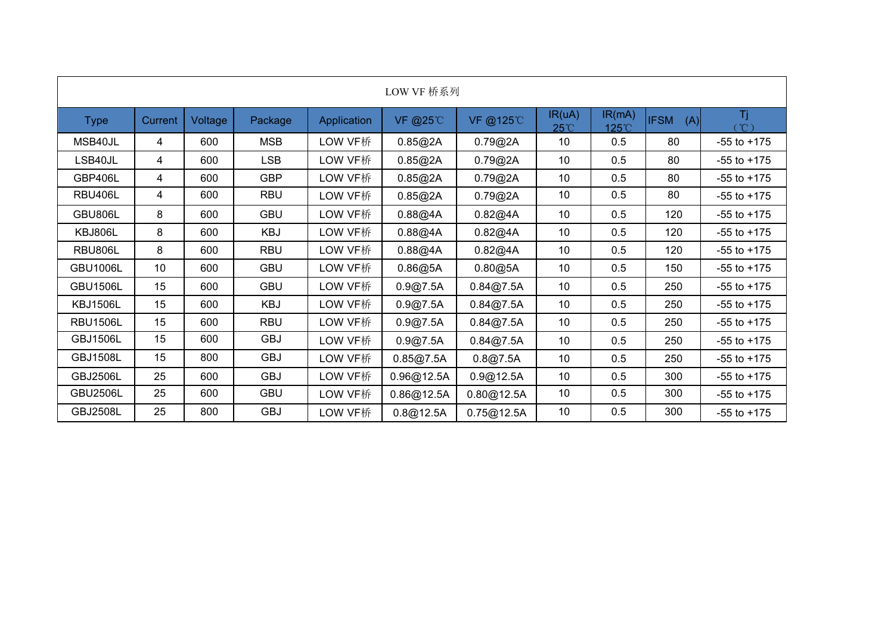## LOW VF 桥系列

| Type | Current | Voltage | Package | Application | VF @25℃ | VF @125℃ | IR(uA) 25℃ | IR(mA) 125℃ | IFSM (A) | Tj (℃) |
|---|---|---|---|---|---|---|---|---|---|---|
| MSB40JL | 4 | 600 | MSB | LOW VF桥 | 0.85@2A | 0.79@2A | 10 | 0.5 | 80 | -55 to +175 |
| LSB40JL | 4 | 600 | LSB | LOW VF桥 | 0.85@2A | 0.79@2A | 10 | 0.5 | 80 | -55 to +175 |
| GBP406L | 4 | 600 | GBP | LOW VF桥 | 0.85@2A | 0.79@2A | 10 | 0.5 | 80 | -55 to +175 |
| RBU406L | 4 | 600 | RBU | LOW VF桥 | 0.85@2A | 0.79@2A | 10 | 0.5 | 80 | -55 to +175 |
| GBU806L | 8 | 600 | GBU | LOW VF桥 | 0.88@4A | 0.82@4A | 10 | 0.5 | 120 | -55 to +175 |
| KBJ806L | 8 | 600 | KBJ | LOW VF桥 | 0.88@4A | 0.82@4A | 10 | 0.5 | 120 | -55 to +175 |
| RBU806L | 8 | 600 | RBU | LOW VF桥 | 0.88@4A | 0.82@4A | 10 | 0.5 | 120 | -55 to +175 |
| GBU1006L | 10 | 600 | GBU | LOW VF桥 | 0.86@5A | 0.80@5A | 10 | 0.5 | 150 | -55 to +175 |
| GBU1506L | 15 | 600 | GBU | LOW VF桥 | 0.9@7.5A | 0.84@7.5A | 10 | 0.5 | 250 | -55 to +175 |
| KBJ1506L | 15 | 600 | KBJ | LOW VF桥 | 0.9@7.5A | 0.84@7.5A | 10 | 0.5 | 250 | -55 to +175 |
| RBU1506L | 15 | 600 | RBU | LOW VF桥 | 0.9@7.5A | 0.84@7.5A | 10 | 0.5 | 250 | -55 to +175 |
| GBJ1506L | 15 | 600 | GBJ | LOW VF桥 | 0.9@7.5A | 0.84@7.5A | 10 | 0.5 | 250 | -55 to +175 |
| GBJ1508L | 15 | 800 | GBJ | LOW VF桥 | 0.85@7.5A | 0.8@7.5A | 10 | 0.5 | 250 | -55 to +175 |
| GBJ2506L | 25 | 600 | GBJ | LOW VF桥 | 0.96@12.5A | 0.9@12.5A | 10 | 0.5 | 300 | -55 to +175 |
| GBU2506L | 25 | 600 | GBU | LOW VF桥 | 0.86@12.5A | 0.80@12.5A | 10 | 0.5 | 300 | -55 to +175 |
| GBJ2508L | 25 | 800 | GBJ | LOW VF桥 | 0.8@12.5A | 0.75@12.5A | 10 | 0.5 | 300 | -55 to +175 |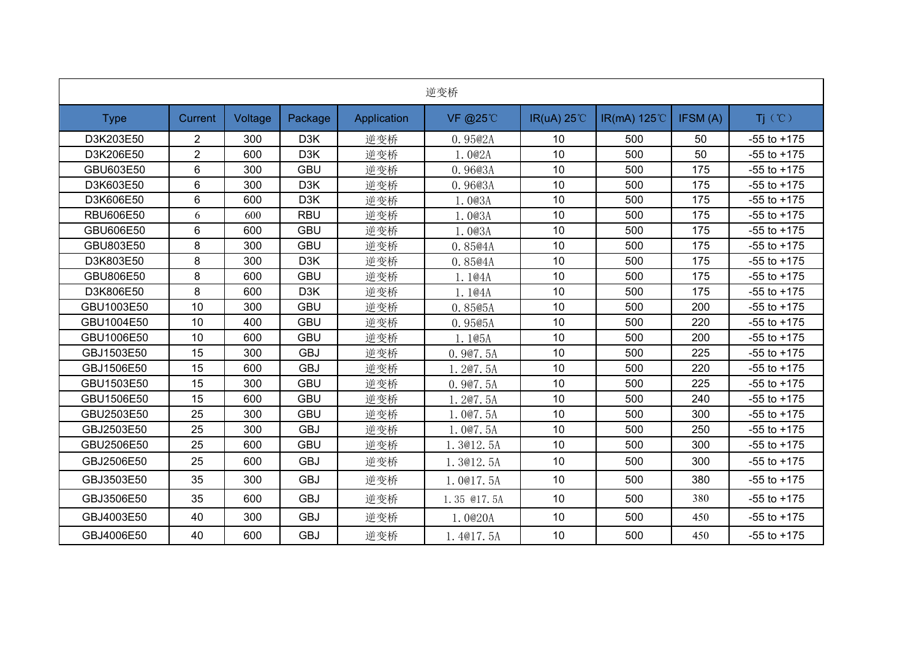| 逆变桥 | | | | | | | | | |
|---|---|---|---|---|---|---|---|---|---|
| Type | Current | Voltage | Package | Application | VF @25℃ | IR(uA) 25℃ | IR(mA) 125℃ | IFSM (A) | Tj（℃） |
| D3K203E50 | 2 | 300 | D3K | 逆变桥 | 0.95@2A | 10 | 500 | 50 | -55 to +175 |
| D3K206E50 | 2 | 600 | D3K | 逆变桥 | 1.0@2A | 10 | 500 | 50 | -55 to +175 |
| GBU603E50 | 6 | 300 | GBU | 逆变桥 | 0.96@3A | 10 | 500 | 175 | -55 to +175 |
| D3K603E50 | 6 | 300 | D3K | 逆变桥 | 0.96@3A | 10 | 500 | 175 | -55 to +175 |
| D3K606E50 | 6 | 600 | D3K | 逆变桥 | 1.0@3A | 10 | 500 | 175 | -55 to +175 |
| RBU606E50 | 6 | 600 | RBU | 逆变桥 | 1.0@3A | 10 | 500 | 175 | -55 to +175 |
| GBU606E50 | 6 | 600 | GBU | 逆变桥 | 1.0@3A | 10 | 500 | 175 | -55 to +175 |
| GBU803E50 | 8 | 300 | GBU | 逆变桥 | 0.85@4A | 10 | 500 | 175 | -55 to +175 |
| D3K803E50 | 8 | 300 | D3K | 逆变桥 | 0.85@4A | 10 | 500 | 175 | -55 to +175 |
| GBU806E50 | 8 | 600 | GBU | 逆变桥 | 1.1@4A | 10 | 500 | 175 | -55 to +175 |
| D3K806E50 | 8 | 600 | D3K | 逆变桥 | 1.1@4A | 10 | 500 | 175 | -55 to +175 |
| GBU1003E50 | 10 | 300 | GBU | 逆变桥 | 0.85@5A | 10 | 500 | 200 | -55 to +175 |
| GBU1004E50 | 10 | 400 | GBU | 逆变桥 | 0.95@5A | 10 | 500 | 220 | -55 to +175 |
| GBU1006E50 | 10 | 600 | GBU | 逆变桥 | 1.1@5A | 10 | 500 | 200 | -55 to +175 |
| GBJ1503E50 | 15 | 300 | GBJ | 逆变桥 | 0.9@7.5A | 10 | 500 | 225 | -55 to +175 |
| GBJ1506E50 | 15 | 600 | GBJ | 逆变桥 | 1.2@7.5A | 10 | 500 | 220 | -55 to +175 |
| GBU1503E50 | 15 | 300 | GBU | 逆变桥 | 0.9@7.5A | 10 | 500 | 225 | -55 to +175 |
| GBU1506E50 | 15 | 600 | GBU | 逆变桥 | 1.2@7.5A | 10 | 500 | 240 | -55 to +175 |
| GBU2503E50 | 25 | 300 | GBU | 逆变桥 | 1.0@7.5A | 10 | 500 | 300 | -55 to +175 |
| GBJ2503E50 | 25 | 300 | GBJ | 逆变桥 | 1.0@7.5A | 10 | 500 | 250 | -55 to +175 |
| GBU2506E50 | 25 | 600 | GBU | 逆变桥 | 1.3@12.5A | 10 | 500 | 300 | -55 to +175 |
| GBJ2506E50 | 25 | 600 | GBJ | 逆变桥 | 1.3@12.5A | 10 | 500 | 300 | -55 to +175 |
| GBJ3503E50 | 35 | 300 | GBJ | 逆变桥 | 1.0@17.5A | 10 | 500 | 380 | -55 to +175 |
| GBJ3506E50 | 35 | 600 | GBJ | 逆变桥 | 1.35 @17.5A | 10 | 500 | 380 | -55 to +175 |
| GBJ4003E50 | 40 | 300 | GBJ | 逆变桥 | 1.0@20A | 10 | 500 | 450 | -55 to +175 |
| GBJ4006E50 | 40 | 600 | GBJ | 逆变桥 | 1.4@17.5A | 10 | 500 | 450 | -55 to +175 |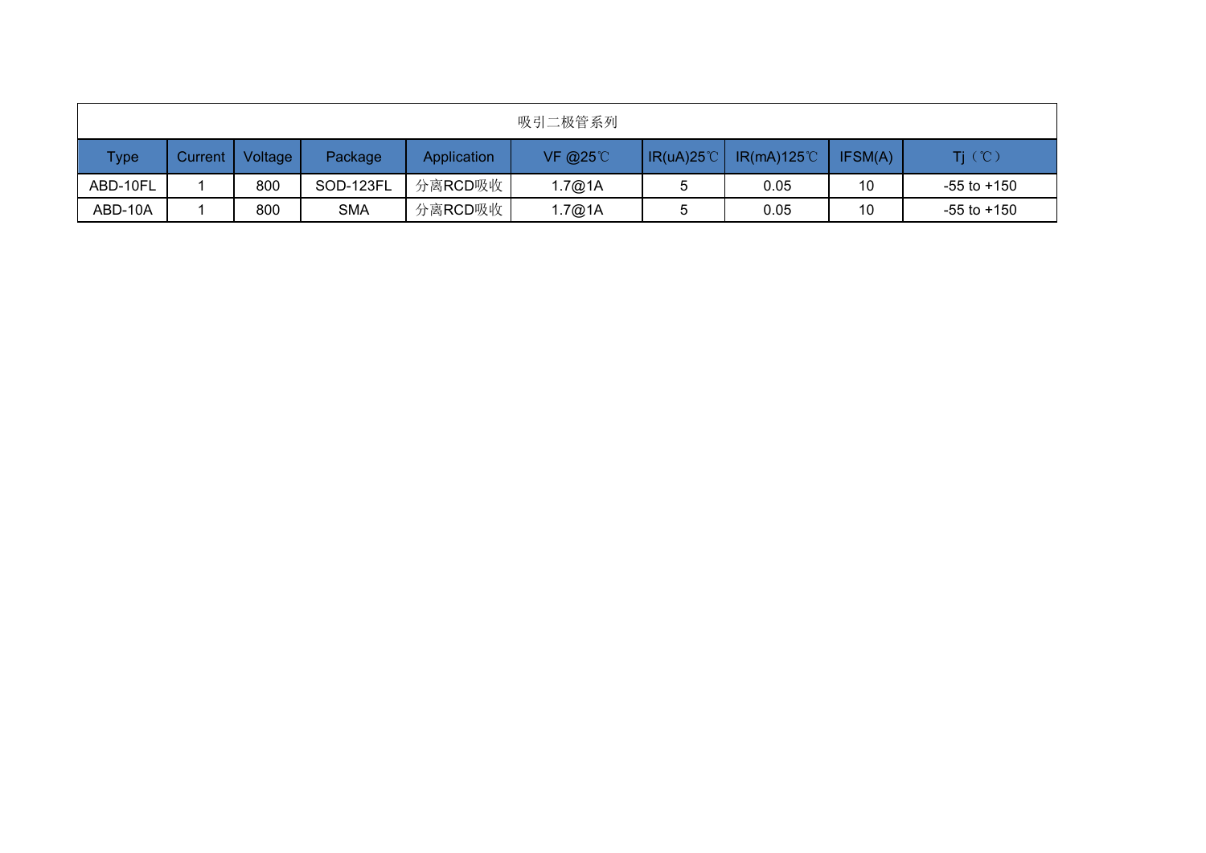吸引二极管系列

| Type | Current | Voltage | Package | Application | VF @25℃ | IR(uA)25℃ | IR(mA)125℃ | IFSM(A) | Tj（℃） |
|---|---|---|---|---|---|---|---|---|---|
| ABD-10FL | 1 | 800 | SOD-123FL | 分离RCD吸收 | 1.7@1A | 5 | 0.05 | 10 | -55 to +150 |
| ABD-10A | 1 | 800 | SMA | 分离RCD吸收 | 1.7@1A | 5 | 0.05 | 10 | -55 to +150 |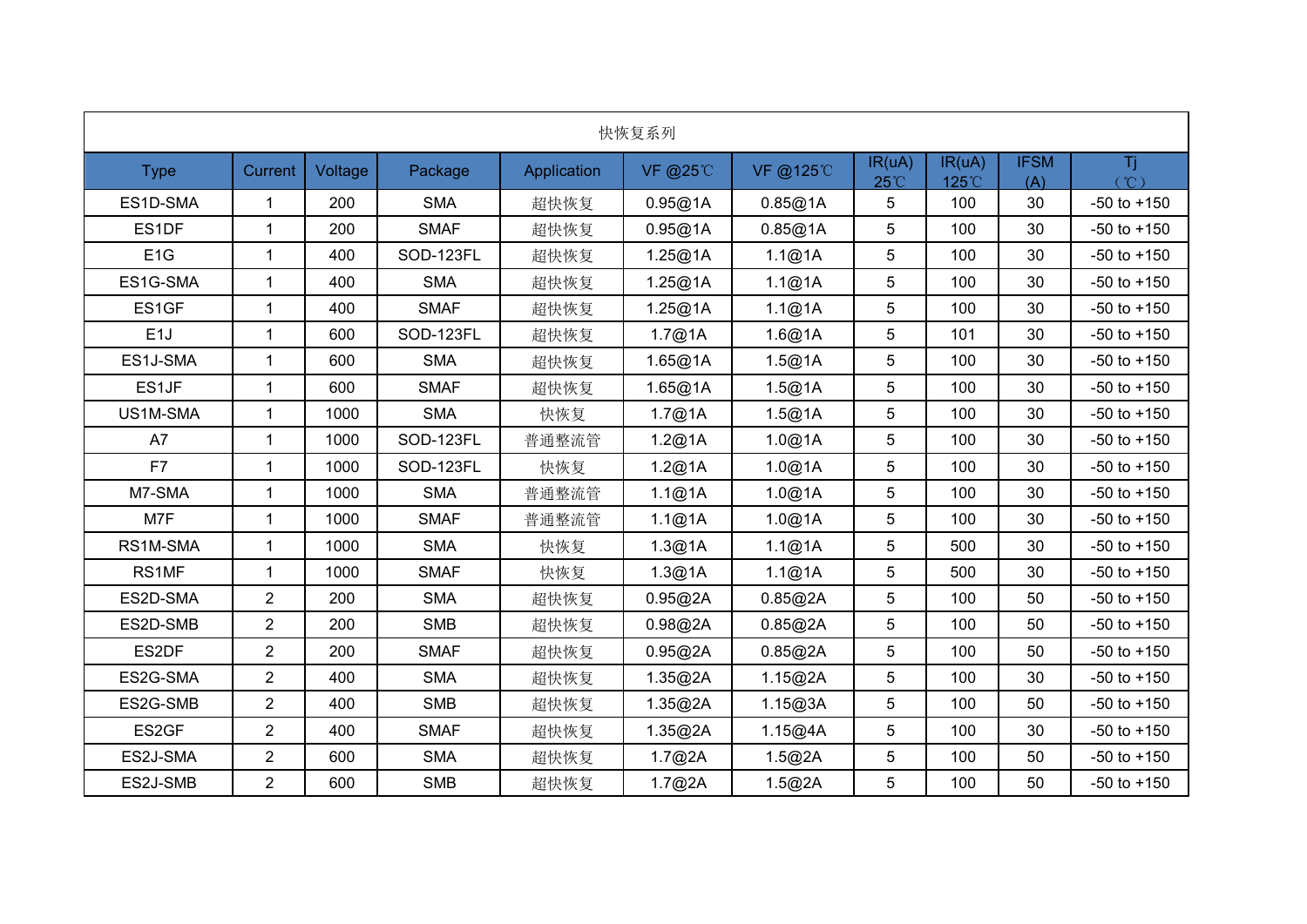快恢复系列

| Type | Current | Voltage | Package | Application | VF @25℃ | VF @125℃ | IR(uA) 25℃ | IR(uA) 125℃ | IFSM (A) | Tj （℃） |
|---|---|---|---|---|---|---|---|---|---|---|
| ES1D-SMA | 1 | 200 | SMA | 超快恢复 | 0.95@1A | 0.85@1A | 5 | 100 | 30 | -50 to +150 |
| ES1DF | 1 | 200 | SMAF | 超快恢复 | 0.95@1A | 0.85@1A | 5 | 100 | 30 | -50 to +150 |
| E1G | 1 | 400 | SOD-123FL | 超快恢复 | 1.25@1A | 1.1@1A | 5 | 100 | 30 | -50 to +150 |
| ES1G-SMA | 1 | 400 | SMA | 超快恢复 | 1.25@1A | 1.1@1A | 5 | 100 | 30 | -50 to +150 |
| ES1GF | 1 | 400 | SMAF | 超快恢复 | 1.25@1A | 1.1@1A | 5 | 100 | 30 | -50 to +150 |
| E1J | 1 | 600 | SOD-123FL | 超快恢复 | 1.7@1A | 1.6@1A | 5 | 101 | 30 | -50 to +150 |
| ES1J-SMA | 1 | 600 | SMA | 超快恢复 | 1.65@1A | 1.5@1A | 5 | 100 | 30 | -50 to +150 |
| ES1JF | 1 | 600 | SMAF | 超快恢复 | 1.65@1A | 1.5@1A | 5 | 100 | 30 | -50 to +150 |
| US1M-SMA | 1 | 1000 | SMA | 快恢复 | 1.7@1A | 1.5@1A | 5 | 100 | 30 | -50 to +150 |
| A7 | 1 | 1000 | SOD-123FL | 普通整流管 | 1.2@1A | 1.0@1A | 5 | 100 | 30 | -50 to +150 |
| F7 | 1 | 1000 | SOD-123FL | 快恢复 | 1.2@1A | 1.0@1A | 5 | 100 | 30 | -50 to +150 |
| M7-SMA | 1 | 1000 | SMA | 普通整流管 | 1.1@1A | 1.0@1A | 5 | 100 | 30 | -50 to +150 |
| M7F | 1 | 1000 | SMAF | 普通整流管 | 1.1@1A | 1.0@1A | 5 | 100 | 30 | -50 to +150 |
| RS1M-SMA | 1 | 1000 | SMA | 快恢复 | 1.3@1A | 1.1@1A | 5 | 500 | 30 | -50 to +150 |
| RS1MF | 1 | 1000 | SMAF | 快恢复 | 1.3@1A | 1.1@1A | 5 | 500 | 30 | -50 to +150 |
| ES2D-SMA | 2 | 200 | SMA | 超快恢复 | 0.95@2A | 0.85@2A | 5 | 100 | 50 | -50 to +150 |
| ES2D-SMB | 2 | 200 | SMB | 超快恢复 | 0.98@2A | 0.85@2A | 5 | 100 | 50 | -50 to +150 |
| ES2DF | 2 | 200 | SMAF | 超快恢复 | 0.95@2A | 0.85@2A | 5 | 100 | 50 | -50 to +150 |
| ES2G-SMA | 2 | 400 | SMA | 超快恢复 | 1.35@2A | 1.15@2A | 5 | 100 | 30 | -50 to +150 |
| ES2G-SMB | 2 | 400 | SMB | 超快恢复 | 1.35@2A | 1.15@3A | 5 | 100 | 50 | -50 to +150 |
| ES2GF | 2 | 400 | SMAF | 超快恢复 | 1.35@2A | 1.15@4A | 5 | 100 | 30 | -50 to +150 |
| ES2J-SMA | 2 | 600 | SMA | 超快恢复 | 1.7@2A | 1.5@2A | 5 | 100 | 50 | -50 to +150 |
| ES2J-SMB | 2 | 600 | SMB | 超快恢复 | 1.7@2A | 1.5@2A | 5 | 100 | 50 | -50 to +150 |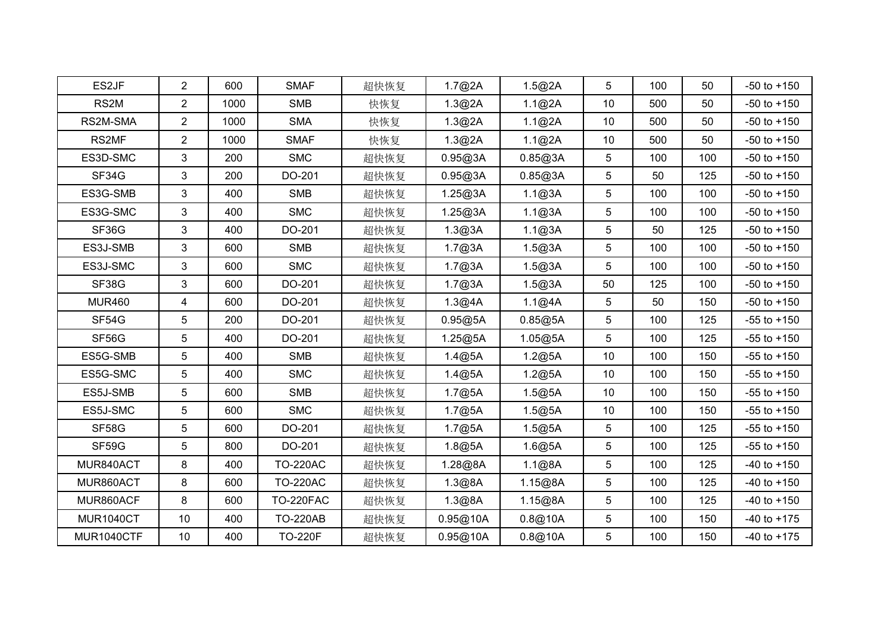| ES2JF | 2 | 600 | SMAF | 超快恢复 | 1.7@2A | 1.5@2A | 5 | 100 | 50 | -50 to +150 |
|---|---|---|---|---|---|---|---|---|---|---|
| RS2M | 2 | 1000 | SMB | 快恢复 | 1.3@2A | 1.1@2A | 10 | 500 | 50 | -50 to +150 |
| RS2M-SMA | 2 | 1000 | SMA | 快恢复 | 1.3@2A | 1.1@2A | 10 | 500 | 50 | -50 to +150 |
| RS2MF | 2 | 1000 | SMAF | 快恢复 | 1.3@2A | 1.1@2A | 10 | 500 | 50 | -50 to +150 |
| ES3D-SMC | 3 | 200 | SMC | 超快恢复 | 0.95@3A | 0.85@3A | 5 | 100 | 100 | -50 to +150 |
| SF34G | 3 | 200 | DO-201 | 超快恢复 | 0.95@3A | 0.85@3A | 5 | 50 | 125 | -50 to +150 |
| ES3G-SMB | 3 | 400 | SMB | 超快恢复 | 1.25@3A | 1.1@3A | 5 | 100 | 100 | -50 to +150 |
| ES3G-SMC | 3 | 400 | SMC | 超快恢复 | 1.25@3A | 1.1@3A | 5 | 100 | 100 | -50 to +150 |
| SF36G | 3 | 400 | DO-201 | 超快恢复 | 1.3@3A | 1.1@3A | 5 | 50 | 125 | -50 to +150 |
| ES3J-SMB | 3 | 600 | SMB | 超快恢复 | 1.7@3A | 1.5@3A | 5 | 100 | 100 | -50 to +150 |
| ES3J-SMC | 3 | 600 | SMC | 超快恢复 | 1.7@3A | 1.5@3A | 5 | 100 | 100 | -50 to +150 |
| SF38G | 3 | 600 | DO-201 | 超快恢复 | 1.7@3A | 1.5@3A | 50 | 125 | 100 | -50 to +150 |
| MUR460 | 4 | 600 | DO-201 | 超快恢复 | 1.3@4A | 1.1@4A | 5 | 50 | 150 | -50 to +150 |
| SF54G | 5 | 200 | DO-201 | 超快恢复 | 0.95@5A | 0.85@5A | 5 | 100 | 125 | -55 to +150 |
| SF56G | 5 | 400 | DO-201 | 超快恢复 | 1.25@5A | 1.05@5A | 5 | 100 | 125 | -55 to +150 |
| ES5G-SMB | 5 | 400 | SMB | 超快恢复 | 1.4@5A | 1.2@5A | 10 | 100 | 150 | -55 to +150 |
| ES5G-SMC | 5 | 400 | SMC | 超快恢复 | 1.4@5A | 1.2@5A | 10 | 100 | 150 | -55 to +150 |
| ES5J-SMB | 5 | 600 | SMB | 超快恢复 | 1.7@5A | 1.5@5A | 10 | 100 | 150 | -55 to +150 |
| ES5J-SMC | 5 | 600 | SMC | 超快恢复 | 1.7@5A | 1.5@5A | 10 | 100 | 150 | -55 to +150 |
| SF58G | 5 | 600 | DO-201 | 超快恢复 | 1.7@5A | 1.5@5A | 5 | 100 | 125 | -55 to +150 |
| SF59G | 5 | 800 | DO-201 | 超快恢复 | 1.8@5A | 1.6@5A | 5 | 100 | 125 | -55 to +150 |
| MUR840ACT | 8 | 400 | TO-220AC | 超快恢复 | 1.28@8A | 1.1@8A | 5 | 100 | 125 | -40 to +150 |
| MUR860ACT | 8 | 600 | TO-220AC | 超快恢复 | 1.3@8A | 1.15@8A | 5 | 100 | 125 | -40 to +150 |
| MUR860ACF | 8 | 600 | TO-220FAC | 超快恢复 | 1.3@8A | 1.15@8A | 5 | 100 | 125 | -40 to +150 |
| MUR1040CT | 10 | 400 | TO-220AB | 超快恢复 | 0.95@10A | 0.8@10A | 5 | 100 | 150 | -40 to +175 |
| MUR1040CTF | 10 | 400 | TO-220F | 超快恢复 | 0.95@10A | 0.8@10A | 5 | 100 | 150 | -40 to +175 |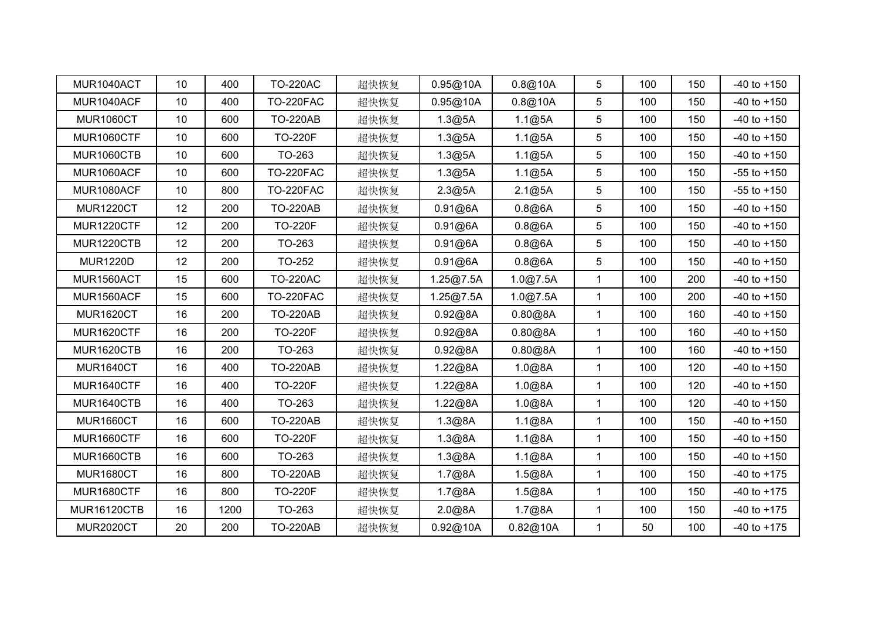| MUR1040ACT | 10 | 400 | TO-220AC | 超快恢复 | 0.95@10A | 0.8@10A | 5 | 100 | 150 | -40 to +150 |
|---|---|---|---|---|---|---|---|---|---|---|
| MUR1040ACF | 10 | 400 | TO-220FAC | 超快恢复 | 0.95@10A | 0.8@10A | 5 | 100 | 150 | -40 to +150 |
| MUR1060CT | 10 | 600 | TO-220AB | 超快恢复 | 1.3@5A | 1.1@5A | 5 | 100 | 150 | -40 to +150 |
| MUR1060CTF | 10 | 600 | TO-220F | 超快恢复 | 1.3@5A | 1.1@5A | 5 | 100 | 150 | -40 to +150 |
| MUR1060CTB | 10 | 600 | TO-263 | 超快恢复 | 1.3@5A | 1.1@5A | 5 | 100 | 150 | -40 to +150 |
| MUR1060ACF | 10 | 600 | TO-220FAC | 超快恢复 | 1.3@5A | 1.1@5A | 5 | 100 | 150 | -55 to +150 |
| MUR1080ACF | 10 | 800 | TO-220FAC | 超快恢复 | 2.3@5A | 2.1@5A | 5 | 100 | 150 | -55 to +150 |
| MUR1220CT | 12 | 200 | TO-220AB | 超快恢复 | 0.91@6A | 0.8@6A | 5 | 100 | 150 | -40 to +150 |
| MUR1220CTF | 12 | 200 | TO-220F | 超快恢复 | 0.91@6A | 0.8@6A | 5 | 100 | 150 | -40 to +150 |
| MUR1220CTB | 12 | 200 | TO-263 | 超快恢复 | 0.91@6A | 0.8@6A | 5 | 100 | 150 | -40 to +150 |
| MUR1220D | 12 | 200 | TO-252 | 超快恢复 | 0.91@6A | 0.8@6A | 5 | 100 | 150 | -40 to +150 |
| MUR1560ACT | 15 | 600 | TO-220AC | 超快恢复 | 1.25@7.5A | 1.0@7.5A | 1 | 100 | 200 | -40 to +150 |
| MUR1560ACF | 15 | 600 | TO-220FAC | 超快恢复 | 1.25@7.5A | 1.0@7.5A | 1 | 100 | 200 | -40 to +150 |
| MUR1620CT | 16 | 200 | TO-220AB | 超快恢复 | 0.92@8A | 0.80@8A | 1 | 100 | 160 | -40 to +150 |
| MUR1620CTF | 16 | 200 | TO-220F | 超快恢复 | 0.92@8A | 0.80@8A | 1 | 100 | 160 | -40 to +150 |
| MUR1620CTB | 16 | 200 | TO-263 | 超快恢复 | 0.92@8A | 0.80@8A | 1 | 100 | 160 | -40 to +150 |
| MUR1640CT | 16 | 400 | TO-220AB | 超快恢复 | 1.22@8A | 1.0@8A | 1 | 100 | 120 | -40 to +150 |
| MUR1640CTF | 16 | 400 | TO-220F | 超快恢复 | 1.22@8A | 1.0@8A | 1 | 100 | 120 | -40 to +150 |
| MUR1640CTB | 16 | 400 | TO-263 | 超快恢复 | 1.22@8A | 1.0@8A | 1 | 100 | 120 | -40 to +150 |
| MUR1660CT | 16 | 600 | TO-220AB | 超快恢复 | 1.3@8A | 1.1@8A | 1 | 100 | 150 | -40 to +150 |
| MUR1660CTF | 16 | 600 | TO-220F | 超快恢复 | 1.3@8A | 1.1@8A | 1 | 100 | 150 | -40 to +150 |
| MUR1660CTB | 16 | 600 | TO-263 | 超快恢复 | 1.3@8A | 1.1@8A | 1 | 100 | 150 | -40 to +150 |
| MUR1680CT | 16 | 800 | TO-220AB | 超快恢复 | 1.7@8A | 1.5@8A | 1 | 100 | 150 | -40 to +175 |
| MUR1680CTF | 16 | 800 | TO-220F | 超快恢复 | 1.7@8A | 1.5@8A | 1 | 100 | 150 | -40 to +175 |
| MUR16120CTB | 16 | 1200 | TO-263 | 超快恢复 | 2.0@8A | 1.7@8A | 1 | 100 | 150 | -40 to +175 |
| MUR2020CT | 20 | 200 | TO-220AB | 超快恢复 | 0.92@10A | 0.82@10A | 1 | 50 | 100 | -40 to +175 |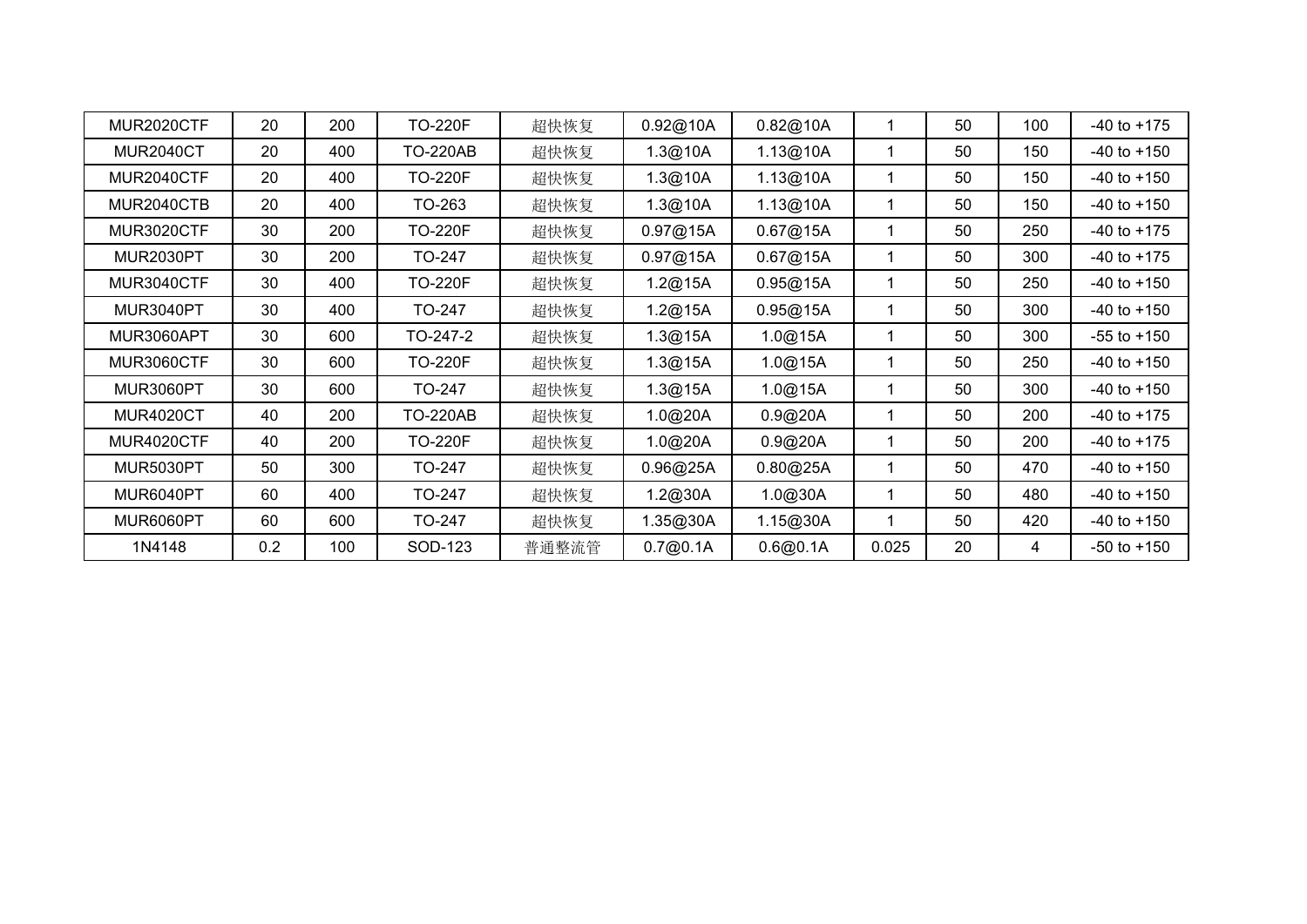| MUR2020CTF | 20 | 200 | TO-220F | 超快恢复 | 0.92@10A | 0.82@10A | 1 | 50 | 100 | -40 to +175 |
|---|---|---|---|---|---|---|---|---|---|---|
| MUR2040CT | 20 | 400 | TO-220AB | 超快恢复 | 1.3@10A | 1.13@10A | 1 | 50 | 150 | -40 to +150 |
| MUR2040CTF | 20 | 400 | TO-220F | 超快恢复 | 1.3@10A | 1.13@10A | 1 | 50 | 150 | -40 to +150 |
| MUR2040CTB | 20 | 400 | TO-263 | 超快恢复 | 1.3@10A | 1.13@10A | 1 | 50 | 150 | -40 to +150 |
| MUR3020CTF | 30 | 200 | TO-220F | 超快恢复 | 0.97@15A | 0.67@15A | 1 | 50 | 250 | -40 to +175 |
| MUR2030PT | 30 | 200 | TO-247 | 超快恢复 | 0.97@15A | 0.67@15A | 1 | 50 | 300 | -40 to +175 |
| MUR3040CTF | 30 | 400 | TO-220F | 超快恢复 | 1.2@15A | 0.95@15A | 1 | 50 | 250 | -40 to +150 |
| MUR3040PT | 30 | 400 | TO-247 | 超快恢复 | 1.2@15A | 0.95@15A | 1 | 50 | 300 | -40 to +150 |
| MUR3060APT | 30 | 600 | TO-247-2 | 超快恢复 | 1.3@15A | 1.0@15A | 1 | 50 | 300 | -55 to +150 |
| MUR3060CTF | 30 | 600 | TO-220F | 超快恢复 | 1.3@15A | 1.0@15A | 1 | 50 | 250 | -40 to +150 |
| MUR3060PT | 30 | 600 | TO-247 | 超快恢复 | 1.3@15A | 1.0@15A | 1 | 50 | 300 | -40 to +150 |
| MUR4020CT | 40 | 200 | TO-220AB | 超快恢复 | 1.0@20A | 0.9@20A | 1 | 50 | 200 | -40 to +175 |
| MUR4020CTF | 40 | 200 | TO-220F | 超快恢复 | 1.0@20A | 0.9@20A | 1 | 50 | 200 | -40 to +175 |
| MUR5030PT | 50 | 300 | TO-247 | 超快恢复 | 0.96@25A | 0.80@25A | 1 | 50 | 470 | -40 to +150 |
| MUR6040PT | 60 | 400 | TO-247 | 超快恢复 | 1.2@30A | 1.0@30A | 1 | 50 | 480 | -40 to +150 |
| MUR6060PT | 60 | 600 | TO-247 | 超快恢复 | 1.35@30A | 1.15@30A | 1 | 50 | 420 | -40 to +150 |
| 1N4148 | 0.2 | 100 | SOD-123 | 普通整流管 | 0.7@0.1A | 0.6@0.1A | 0.025 | 20 | 4 | -50 to +150 |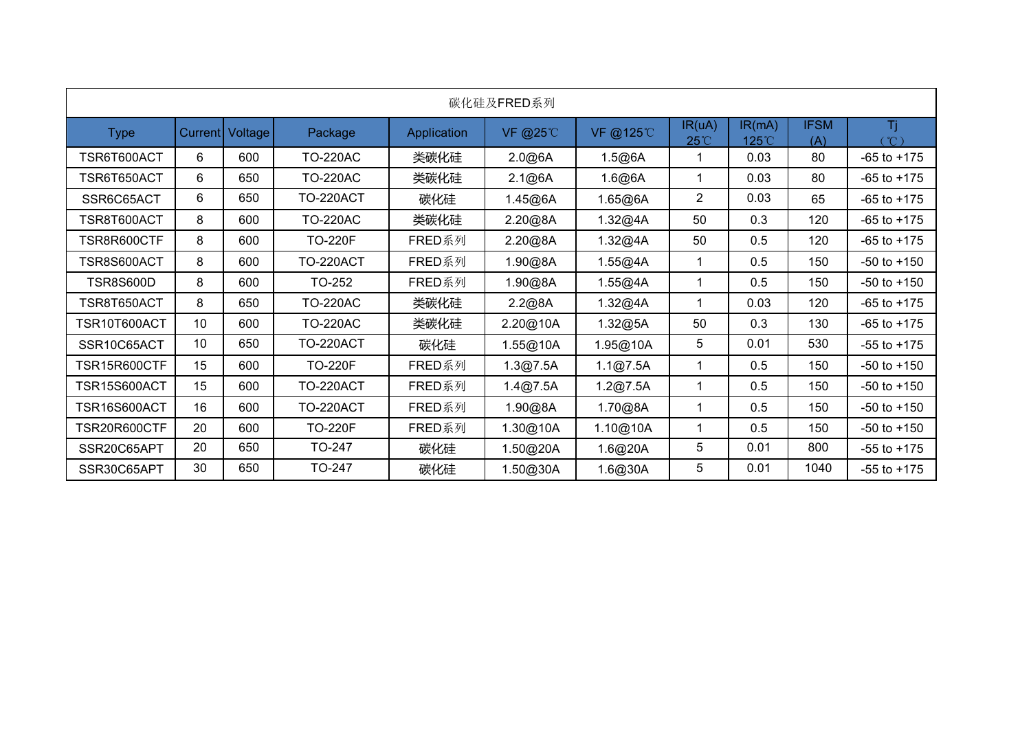| 碳化硅及FRED系列 | | | | | | | | | | |
|---|---|---|---|---|---|---|---|---|---|---|
| Type | Current | Voltage | Package | Application | VF @25℃ | VF @125℃ | IR(uA) 25℃ | IR(mA) 125℃ | IFSM (A) | Tj （℃） |
| TSR6T600ACT | 6 | 600 | TO-220AC | 类碳化硅 | 2.0@6A | 1.5@6A | 1 | 0.03 | 80 | -65 to +175 |
| TSR6T650ACT | 6 | 650 | TO-220AC | 类碳化硅 | 2.1@6A | 1.6@6A | 1 | 0.03 | 80 | -65 to +175 |
| SSR6C65ACT | 6 | 650 | TO-220ACT | 碳化硅 | 1.45@6A | 1.65@6A | 2 | 0.03 | 65 | -65 to +175 |
| TSR8T600ACT | 8 | 600 | TO-220AC | 类碳化硅 | 2.20@8A | 1.32@4A | 50 | 0.3 | 120 | -65 to +175 |
| TSR8R600CTF | 8 | 600 | TO-220F | FRED系列 | 2.20@8A | 1.32@4A | 50 | 0.5 | 120 | -65 to +175 |
| TSR8S600ACT | 8 | 600 | TO-220ACT | FRED系列 | 1.90@8A | 1.55@4A | 1 | 0.5 | 150 | -50 to +150 |
| TSR8S600D | 8 | 600 | TO-252 | FRED系列 | 1.90@8A | 1.55@4A | 1 | 0.5 | 150 | -50 to +150 |
| TSR8T650ACT | 8 | 650 | TO-220AC | 类碳化硅 | 2.2@8A | 1.32@4A | 1 | 0.03 | 120 | -65 to +175 |
| TSR10T600ACT | 10 | 600 | TO-220AC | 类碳化硅 | 2.20@10A | 1.32@5A | 50 | 0.3 | 130 | -65 to +175 |
| SSR10C65ACT | 10 | 650 | TO-220ACT | 碳化硅 | 1.55@10A | 1.95@10A | 5 | 0.01 | 530 | -55 to +175 |
| TSR15R600CTF | 15 | 600 | TO-220F | FRED系列 | 1.3@7.5A | 1.1@7.5A | 1 | 0.5 | 150 | -50 to +150 |
| TSR15S600ACT | 15 | 600 | TO-220ACT | FRED系列 | 1.4@7.5A | 1.2@7.5A | 1 | 0.5 | 150 | -50 to +150 |
| TSR16S600ACT | 16 | 600 | TO-220ACT | FRED系列 | 1.90@8A | 1.70@8A | 1 | 0.5 | 150 | -50 to +150 |
| TSR20R600CTF | 20 | 600 | TO-220F | FRED系列 | 1.30@10A | 1.10@10A | 1 | 0.5 | 150 | -50 to +150 |
| SSR20C65APT | 20 | 650 | TO-247 | 碳化硅 | 1.50@20A | 1.6@20A | 5 | 0.01 | 800 | -55 to +175 |
| SSR30C65APT | 30 | 650 | TO-247 | 碳化硅 | 1.50@30A | 1.6@30A | 5 | 0.01 | 1040 | -55 to +175 |